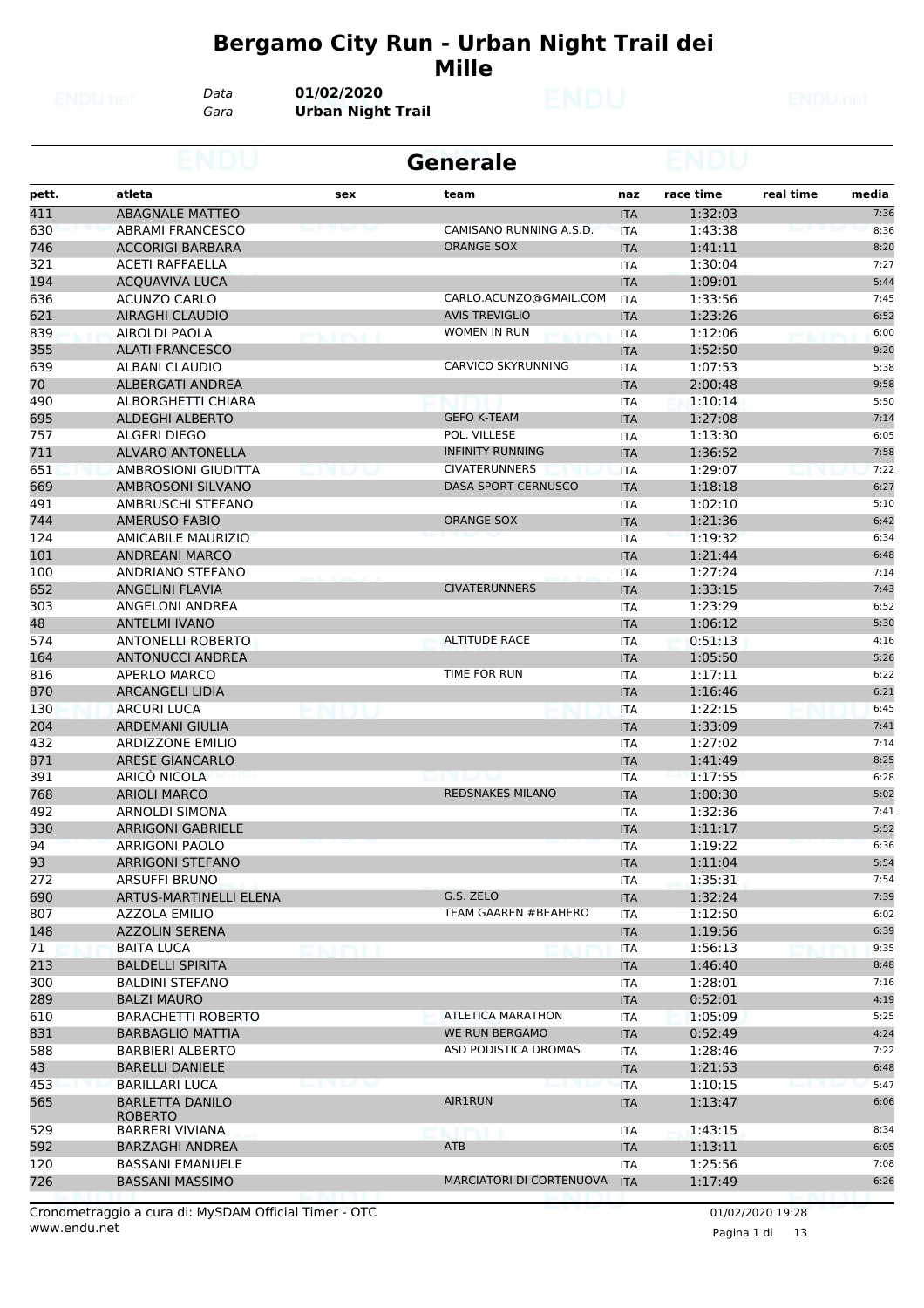# Bergamo City Run - Urban Night Trail dei Mille

*Data* **01/02/2020**
*Gara* **Urban Night Trail**

## Generale

| pett. | atleta | sex | team | naz | race time | real time | media |
|---|---|---|---|---|---|---|---|
| 411 | ABAGNALE MATTEO | | | ITA | 1:32:03 | | 7:36 |
| 630 | ABRAMI FRANCESCO | | CAMISANO RUNNING A.S.D. | ITA | 1:43:38 | | 8:36 |
| 746 | ACCORIGI BARBARA | | ORANGE SOX | ITA | 1:41:11 | | 8:20 |
| 321 | ACETI RAFFAELLA | | | ITA | 1:30:04 | | 7:27 |
| 194 | ACQUAVIVA LUCA | | | ITA | 1:09:01 | | 5:44 |
| 636 | ACUNZO CARLO | | CARLO.ACUNZO@GMAIL.COM | ITA | 1:33:56 | | 7:45 |
| 621 | AIRAGHI CLAUDIO | | AVIS TREVIGLIO | ITA | 1:23:26 | | 6:52 |
| 839 | AIROLDI PAOLA | | WOMEN IN RUN | ITA | 1:12:06 | | 6:00 |
| 355 | ALATI FRANCESCO | | | ITA | 1:52:50 | | 9:20 |
| 639 | ALBANI CLAUDIO | | CARVICO SKYRUNNING | ITA | 1:07:53 | | 5:38 |
| 70 | ALBERGATI ANDREA | | | ITA | 2:00:48 | | 9:58 |
| 490 | ALBORGHETTI CHIARA | | | ITA | 1:10:14 | | 5:50 |
| 695 | ALDEGHI ALBERTO | | GEFO K-TEAM | ITA | 1:27:08 | | 7:14 |
| 757 | ALGERI DIEGO | | POL. VILLESE | ITA | 1:13:30 | | 6:05 |
| 711 | ALVARO ANTONELLA | | INFINITY RUNNING | ITA | 1:36:52 | | 7:58 |
| 651 | AMBROSIONI GIUDITTA | | CIVATERUNNERS | ITA | 1:29:07 | | 7:22 |
| 669 | AMBROSONI SILVANO | | DASA SPORT CERNUSCO | ITA | 1:18:18 | | 6:27 |
| 491 | AMBRUSCHI STEFANO | | | ITA | 1:02:10 | | 5:10 |
| 744 | AMERUSO FABIO | | ORANGE SOX | ITA | 1:21:36 | | 6:42 |
| 124 | AMICABILE MAURIZIO | | | ITA | 1:19:32 | | 6:34 |
| 101 | ANDREANI MARCO | | | ITA | 1:21:44 | | 6:48 |
| 100 | ANDRIANO STEFANO | | | ITA | 1:27:24 | | 7:14 |
| 652 | ANGELINI FLAVIA | | CIVATERUNNERS | ITA | 1:33:15 | | 7:43 |
| 303 | ANGELONI ANDREA | | | ITA | 1:23:29 | | 6:52 |
| 48 | ANTELMI IVANO | | | ITA | 1:06:12 | | 5:30 |
| 574 | ANTONELLI ROBERTO | | ALTITUDE RACE | ITA | 0:51:13 | | 4:16 |
| 164 | ANTONUCCI ANDREA | | | ITA | 1:05:50 | | 5:26 |
| 816 | APERLO MARCO | | TIME FOR RUN | ITA | 1:17:11 | | 6:22 |
| 870 | ARCANGELI LIDIA | | | ITA | 1:16:46 | | 6:21 |
| 130 | ARCURI LUCA | | | ITA | 1:22:15 | | 6:45 |
| 204 | ARDEMANI GIULIA | | | ITA | 1:33:09 | | 7:41 |
| 432 | ARDIZZONE EMILIO | | | ITA | 1:27:02 | | 7:14 |
| 871 | ARESE GIANCARLO | | | ITA | 1:41:49 | | 8:25 |
| 391 | ARICÒ NICOLA | | | ITA | 1:17:55 | | 6:28 |
| 768 | ARIOLI MARCO | | REDSNAKES MILANO | ITA | 1:00:30 | | 5:02 |
| 492 | ARNOLDI SIMONA | | | ITA | 1:32:36 | | 7:41 |
| 330 | ARRIGONI GABRIELE | | | ITA | 1:11:17 | | 5:52 |
| 94 | ARRIGONI PAOLO | | | ITA | 1:19:22 | | 6:36 |
| 93 | ARRIGONI STEFANO | | | ITA | 1:11:04 | | 5:54 |
| 272 | ARSUFFI BRUNO | | | ITA | 1:35:31 | | 7:54 |
| 690 | ARTUS-MARTINELLI ELENA | | G.S. ZELO | ITA | 1:32:24 | | 7:39 |
| 807 | AZZOLA EMILIO | | TEAM GAAREN #BEAHERO | ITA | 1:12:50 | | 6:02 |
| 148 | AZZOLIN SERENA | | | ITA | 1:19:56 | | 6:39 |
| 71 | BAITA LUCA | | | ITA | 1:56:13 | | 9:35 |
| 213 | BALDELLI SPIRITA | | | ITA | 1:46:40 | | 8:48 |
| 300 | BALDINI STEFANO | | | ITA | 1:28:01 | | 7:16 |
| 289 | BALZI MAURO | | | ITA | 0:52:01 | | 4:19 |
| 610 | BARACHETTI ROBERTO | | ATLETICA MARATHON | ITA | 1:05:09 | | 5:25 |
| 831 | BARBAGLIO MATTIA | | WE RUN BERGAMO | ITA | 0:52:49 | | 4:24 |
| 588 | BARBIERI ALBERTO | | ASD PODISTICA DROMAS | ITA | 1:28:46 | | 7:22 |
| 43 | BARELLI DANIELE | | | ITA | 1:21:53 | | 6:48 |
| 453 | BARILLARI LUCA | | | ITA | 1:10:15 | | 5:47 |
| 565 | BARLETTA DANILO ROBERTO | | AIR1RUN | ITA | 1:13:47 | | 6:06 |
| 529 | BARRERI VIVIANA | | | ITA | 1:43:15 | | 8:34 |
| 592 | BARZAGHI ANDREA | | ATB | ITA | 1:13:11 | | 6:05 |
| 120 | BASSANI EMANUELE | | | ITA | 1:25:56 | | 7:08 |
| 726 | BASSANI MASSIMO | | MARCIATORI DI CORTENUOVA | ITA | 1:17:49 | | 6:26 |

Cronometraggio a cura di: MySDAM Official Timer - OTC
www.endu.net

01/02/2020 19:28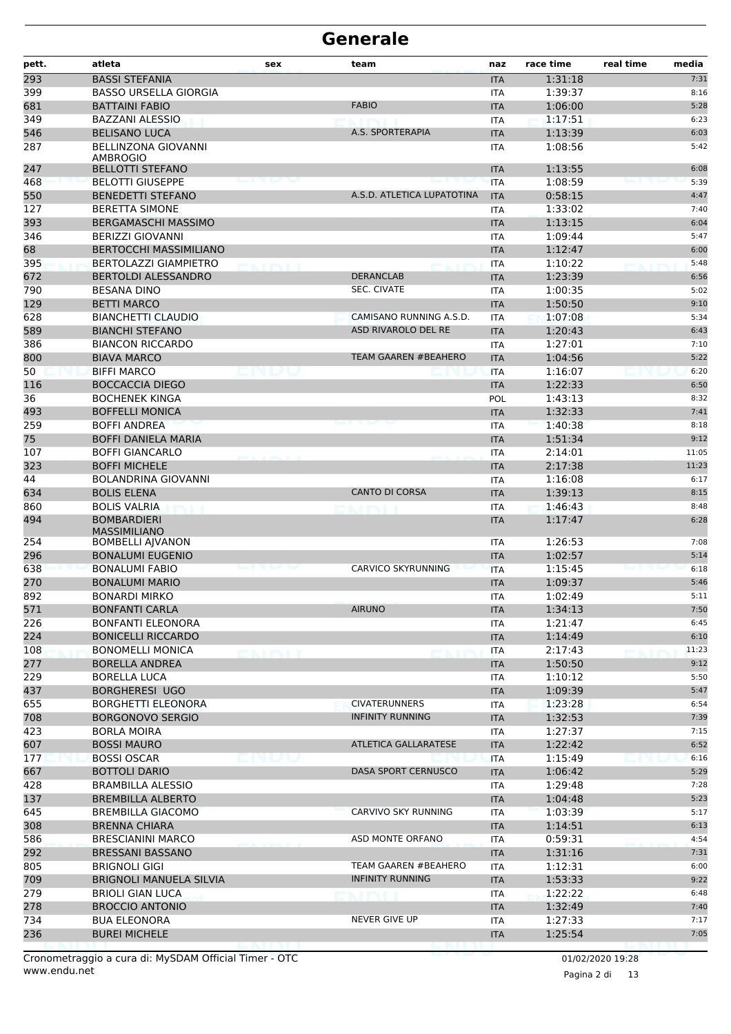# Generale

| pett. | atleta | sex | team | naz | race time | real time | media |
|---|---|---|---|---|---|---|---|
| 293 | BASSI STEFANIA | | | ITA | 1:31:18 | | 7:31 |
| 399 | BASSO URSELLA GIORGIA | | | ITA | 1:39:37 | | 8:16 |
| 681 | BATTAINI FABIO | | FABIO | ITA | 1:06:00 | | 5:28 |
| 349 | BAZZANI ALESSIO | | | ITA | 1:17:51 | | 6:23 |
| 546 | BELISANO LUCA | | A.S. SPORTERAPIA | ITA | 1:13:39 | | 6:03 |
| 287 | BELLINZONA GIOVANNI AMBROGIO | | | ITA | 1:08:56 | | 5:42 |
| 247 | BELLOTTI STEFANO | | | ITA | 1:13:55 | | 6:08 |
| 468 | BELOTTI GIUSEPPE | | | ITA | 1:08:59 | | 5:39 |
| 550 | BENEDETTI STEFANO | | A.S.D. ATLETICA LUPATOTINA | ITA | 0:58:15 | | 4:47 |
| 127 | BERETTA SIMONE | | | ITA | 1:33:02 | | 7:40 |
| 393 | BERGAMASCHI MASSIMO | | | ITA | 1:13:15 | | 6:04 |
| 346 | BERIZZI GIOVANNI | | | ITA | 1:09:44 | | 5:47 |
| 68 | BERTOCCHI MASSIMILIANO | | | ITA | 1:12:47 | | 6:00 |
| 395 | BERTOLAZZI GIAMPIETRO | | | ITA | 1:10:22 | | 5:48 |
| 672 | BERTOLDI ALESSANDRO | | DERANCLAB | ITA | 1:23:39 | | 6:56 |
| 790 | BESANA DINO | | SEC. CIVATE | ITA | 1:00:35 | | 5:02 |
| 129 | BETTI MARCO | | | ITA | 1:50:50 | | 9:10 |
| 628 | BIANCHETTI CLAUDIO | | CAMISANO RUNNING A.S.D. | ITA | 1:07:08 | | 5:34 |
| 589 | BIANCHI STEFANO | | ASD RIVAROLO DEL RE | ITA | 1:20:43 | | 6:43 |
| 386 | BIANCON RICCARDO | | | ITA | 1:27:01 | | 7:10 |
| 800 | BIAVA MARCO | | TEAM GAAREN #BEAHERO | ITA | 1:04:56 | | 5:22 |
| 50 | BIFFI MARCO | | | ITA | 1:16:07 | | 6:20 |
| 116 | BOCCACCIA DIEGO | | | ITA | 1:22:33 | | 6:50 |
| 36 | BOCHENEK KINGA | | | POL | 1:43:13 | | 8:32 |
| 493 | BOFFELLI MONICA | | | ITA | 1:32:33 | | 7:41 |
| 259 | BOFFI ANDREA | | | ITA | 1:40:38 | | 8:18 |
| 75 | BOFFI DANIELA MARIA | | | ITA | 1:51:34 | | 9:12 |
| 107 | BOFFI GIANCARLO | | | ITA | 2:14:01 | | 11:05 |
| 323 | BOFFI MICHELE | | | ITA | 2:17:38 | | 11:23 |
| 44 | BOLANDRINA GIOVANNI | | | ITA | 1:16:08 | | 6:17 |
| 634 | BOLIS ELENA | | CANTO DI CORSA | ITA | 1:39:13 | | 8:15 |
| 860 | BOLIS VALRIA | | | ITA | 1:46:43 | | 8:48 |
| 494 | BOMBARDIERI MASSIMILIANO | | | ITA | 1:17:47 | | 6:28 |
| 254 | BOMBELLI AJVANON | | | ITA | 1:26:53 | | 7:08 |
| 296 | BONALUMI EUGENIO | | | ITA | 1:02:57 | | 5:14 |
| 638 | BONALUMI FABIO | | CARVICO SKYRUNNING | ITA | 1:15:45 | | 6:18 |
| 270 | BONALUMI MARIO | | | ITA | 1:09:37 | | 5:46 |
| 892 | BONARDI MIRKO | | | ITA | 1:02:49 | | 5:11 |
| 571 | BONFANTI CARLA | | AIRUNO | ITA | 1:34:13 | | 7:50 |
| 226 | BONFANTI ELEONORA | | | ITA | 1:21:47 | | 6:45 |
| 224 | BONICELLI RICCARDO | | | ITA | 1:14:49 | | 6:10 |
| 108 | BONOMELLI MONICA | | | ITA | 2:17:43 | | 11:23 |
| 277 | BORELLA ANDREA | | | ITA | 1:50:50 | | 9:12 |
| 229 | BORELLA LUCA | | | ITA | 1:10:12 | | 5:50 |
| 437 | BORGHERESI UGO | | | ITA | 1:09:39 | | 5:47 |
| 655 | BORGHETTI ELEONORA | | CIVATERUNNERS | ITA | 1:23:28 | | 6:54 |
| 708 | BORGONOVO SERGIO | | INFINITY RUNNING | ITA | 1:32:53 | | 7:39 |
| 423 | BORLA MOIRA | | | ITA | 1:27:37 | | 7:15 |
| 607 | BOSSI MAURO | | ATLETICA GALLARATESE | ITA | 1:22:42 | | 6:52 |
| 177 | BOSSI OSCAR | | | ITA | 1:15:49 | | 6:16 |
| 667 | BOTTOLI DARIO | | DASA SPORT CERNUSCO | ITA | 1:06:42 | | 5:29 |
| 428 | BRAMBILLA ALESSIO | | | ITA | 1:29:48 | | 7:28 |
| 137 | BREMBILLA ALBERTO | | | ITA | 1:04:48 | | 5:23 |
| 645 | BREMBILLA GIACOMO | | CARVIVO SKY RUNNING | ITA | 1:03:39 | | 5:17 |
| 308 | BRENNA CHIARA | | | ITA | 1:14:51 | | 6:13 |
| 586 | BRESCIANINI MARCO | | ASD MONTE ORFANO | ITA | 0:59:31 | | 4:54 |
| 292 | BRESSANI BASSANO | | | ITA | 1:31:16 | | 7:31 |
| 805 | BRIGNOLI GIGI | | TEAM GAAREN #BEAHERO | ITA | 1:12:31 | | 6:00 |
| 709 | BRIGNOLI MANUELA SILVIA | | INFINITY RUNNING | ITA | 1:53:33 | | 9:22 |
| 279 | BRIOLI GIAN LUCA | | | ITA | 1:22:22 | | 6:48 |
| 278 | BROCCIO ANTONIO | | | ITA | 1:32:49 | | 7:40 |
| 734 | BUA ELEONORA | | NEVER GIVE UP | ITA | 1:27:33 | | 7:17 |
| 236 | BUREI MICHELE | | | ITA | 1:25:54 | | 7:05 |

Cronometraggio a cura di: MySDAM Official Timer - OTC
www.endu.net

01/02/2020 19:28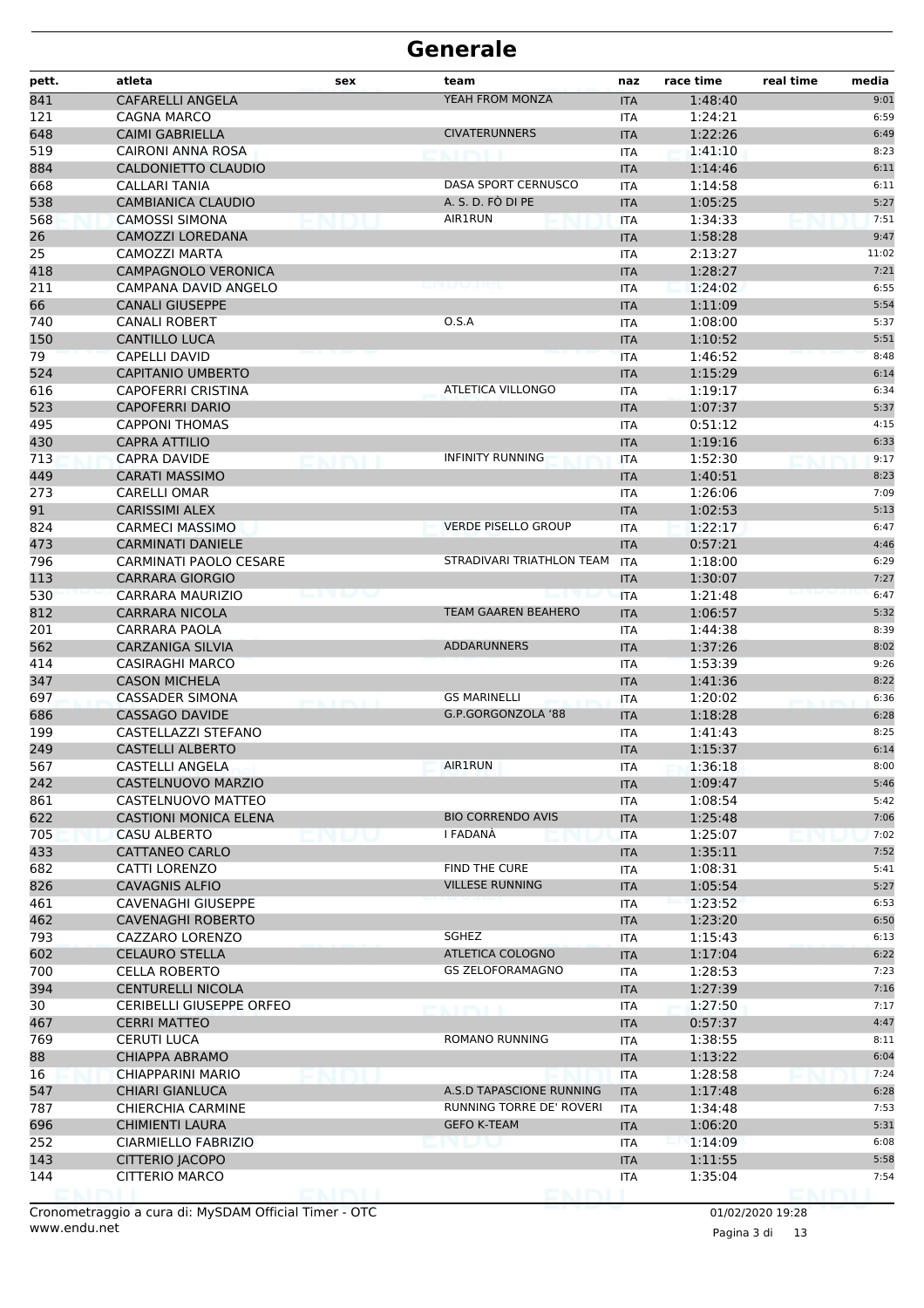# Generale

| pett. | atleta | sex | team | naz | race time | real time | media |
|---|---|---|---|---|---|---|---|
| 841 | CAFARELLI ANGELA | | YEAH FROM MONZA | ITA | 1:48:40 | | 9:01 |
| 121 | CAGNA MARCO | | | ITA | 1:24:21 | | 6:59 |
| 648 | CAIMI GABRIELLA | | CIVATERUNNERS | ITA | 1:22:26 | | 6:49 |
| 519 | CAIRONI ANNA ROSA | | | ITA | 1:41:10 | | 8:23 |
| 884 | CALDONIETTO CLAUDIO | | | ITA | 1:14:46 | | 6:11 |
| 668 | CALLARI TANIA | | DASA SPORT CERNUSCO | ITA | 1:14:58 | | 6:11 |
| 538 | CAMBIANICA CLAUDIO | | A. S. D. FÒ DI PE | ITA | 1:05:25 | | 5:27 |
| 568 | CAMOSSI SIMONA | | AIR1RUN | ITA | 1:34:33 | | 7:51 |
| 26 | CAMOZZI LOREDANA | | | ITA | 1:58:28 | | 9:47 |
| 25 | CAMOZZI MARTA | | | ITA | 2:13:27 | | 11:02 |
| 418 | CAMPAGNOLO VERONICA | | | ITA | 1:28:27 | | 7:21 |
| 211 | CAMPANA DAVID ANGELO | | | ITA | 1:24:02 | | 6:55 |
| 66 | CANALI GIUSEPPE | | | ITA | 1:11:09 | | 5:54 |
| 740 | CANALI ROBERT | | O.S.A | ITA | 1:08:00 | | 5:37 |
| 150 | CANTILLO LUCA | | | ITA | 1:10:52 | | 5:51 |
| 79 | CAPELLI DAVID | | | ITA | 1:46:52 | | 8:48 |
| 524 | CAPITANIO UMBERTO | | | ITA | 1:15:29 | | 6:14 |
| 616 | CAPOFERRI CRISTINA | | ATLETICA VILLONGO | ITA | 1:19:17 | | 6:34 |
| 523 | CAPOFERRI DARIO | | | ITA | 1:07:37 | | 5:37 |
| 495 | CAPPONI THOMAS | | | ITA | 0:51:12 | | 4:15 |
| 430 | CAPRA ATTILIO | | | ITA | 1:19:16 | | 6:33 |
| 713 | CAPRA DAVIDE | | INFINITY RUNNING | ITA | 1:52:30 | | 9:17 |
| 449 | CARATI MASSIMO | | | ITA | 1:40:51 | | 8:23 |
| 273 | CARELLI OMAR | | | ITA | 1:26:06 | | 7:09 |
| 91 | CARISSIMI ALEX | | | ITA | 1:02:53 | | 5:13 |
| 824 | CARMECI MASSIMO | | VERDE PISELLO GROUP | ITA | 1:22:17 | | 6:47 |
| 473 | CARMINATI DANIELE | | | ITA | 0:57:21 | | 4:46 |
| 796 | CARMINATI PAOLO CESARE | | STRADIVARI TRIATHLON TEAM | ITA | 1:18:00 | | 6:29 |
| 113 | CARRARA GIORGIO | | | ITA | 1:30:07 | | 7:27 |
| 530 | CARRARA MAURIZIO | | | ITA | 1:21:48 | | 6:47 |
| 812 | CARRARA NICOLA | | TEAM GAAREN BEAHERO | ITA | 1:06:57 | | 5:32 |
| 201 | CARRARA PAOLA | | | ITA | 1:44:38 | | 8:39 |
| 562 | CARZANIGA SILVIA | | ADDARUNNERS | ITA | 1:37:26 | | 8:02 |
| 414 | CASIRAGHI MARCO | | | ITA | 1:53:39 | | 9:26 |
| 347 | CASON MICHELA | | | ITA | 1:41:36 | | 8:22 |
| 697 | CASSADER SIMONA | | GS MARINELLI | ITA | 1:20:02 | | 6:36 |
| 686 | CASSAGO DAVIDE | | G.P.GORGONZOLA '88 | ITA | 1:18:28 | | 6:28 |
| 199 | CASTELLAZZI STEFANO | | | ITA | 1:41:43 | | 8:25 |
| 249 | CASTELLI ALBERTO | | | ITA | 1:15:37 | | 6:14 |
| 567 | CASTELLI ANGELA | | AIR1RUN | ITA | 1:36:18 | | 8:00 |
| 242 | CASTELNUOVO MARZIO | | | ITA | 1:09:47 | | 5:46 |
| 861 | CASTELNUOVO MATTEO | | | ITA | 1:08:54 | | 5:42 |
| 622 | CASTIONI MONICA ELENA | | BIO CORRENDO AVIS | ITA | 1:25:48 | | 7:06 |
| 705 | CASU ALBERTO | | I FADANÀ | ITA | 1:25:07 | | 7:02 |
| 433 | CATTANEO CARLO | | | ITA | 1:35:11 | | 7:52 |
| 682 | CATTI LORENZO | | FIND THE CURE | ITA | 1:08:31 | | 5:41 |
| 826 | CAVAGNIS ALFIO | | VILLESE RUNNING | ITA | 1:05:54 | | 5:27 |
| 461 | CAVENAGHI GIUSEPPE | | | ITA | 1:23:52 | | 6:53 |
| 462 | CAVENAGHI ROBERTO | | | ITA | 1:23:20 | | 6:50 |
| 793 | CAZZARO LORENZO | | SGHEZ | ITA | 1:15:43 | | 6:13 |
| 602 | CELAURO STELLA | | ATLETICA COLOGNO | ITA | 1:17:04 | | 6:22 |
| 700 | CELLA ROBERTO | | GS ZELOFORAMAGNO | ITA | 1:28:53 | | 7:23 |
| 394 | CENTURELLI NICOLA | | | ITA | 1:27:39 | | 7:16 |
| 30 | CERIBELLI GIUSEPPE ORFEO | | | ITA | 1:27:50 | | 7:17 |
| 467 | CERRI MATTEO | | | ITA | 0:57:37 | | 4:47 |
| 769 | CERUTI LUCA | | ROMANO RUNNING | ITA | 1:38:55 | | 8:11 |
| 88 | CHIAPPA ABRAMO | | | ITA | 1:13:22 | | 6:04 |
| 16 | CHIAPPARINI MARIO | | | ITA | 1:28:58 | | 7:24 |
| 547 | CHIARI GIANLUCA | | A.S.D TAPASCIONE RUNNING | ITA | 1:17:48 | | 6:28 |
| 787 | CHIERCHIA CARMINE | | RUNNING TORRE DE' ROVERI | ITA | 1:34:48 | | 7:53 |
| 696 | CHIMIENTI LAURA | | GEFO K-TEAM | ITA | 1:06:20 | | 5:31 |
| 252 | CIARMIELLO FABRIZIO | | | ITA | 1:14:09 | | 6:08 |
| 143 | CITTERIO JACOPO | | | ITA | 1:11:55 | | 5:58 |
| 144 | CITTERIO MARCO | | | ITA | 1:35:04 | | 7:54 |

Cronometraggio a cura di: MySDAM Official Timer - OTC
www.endu.net

01/02/2020 19:28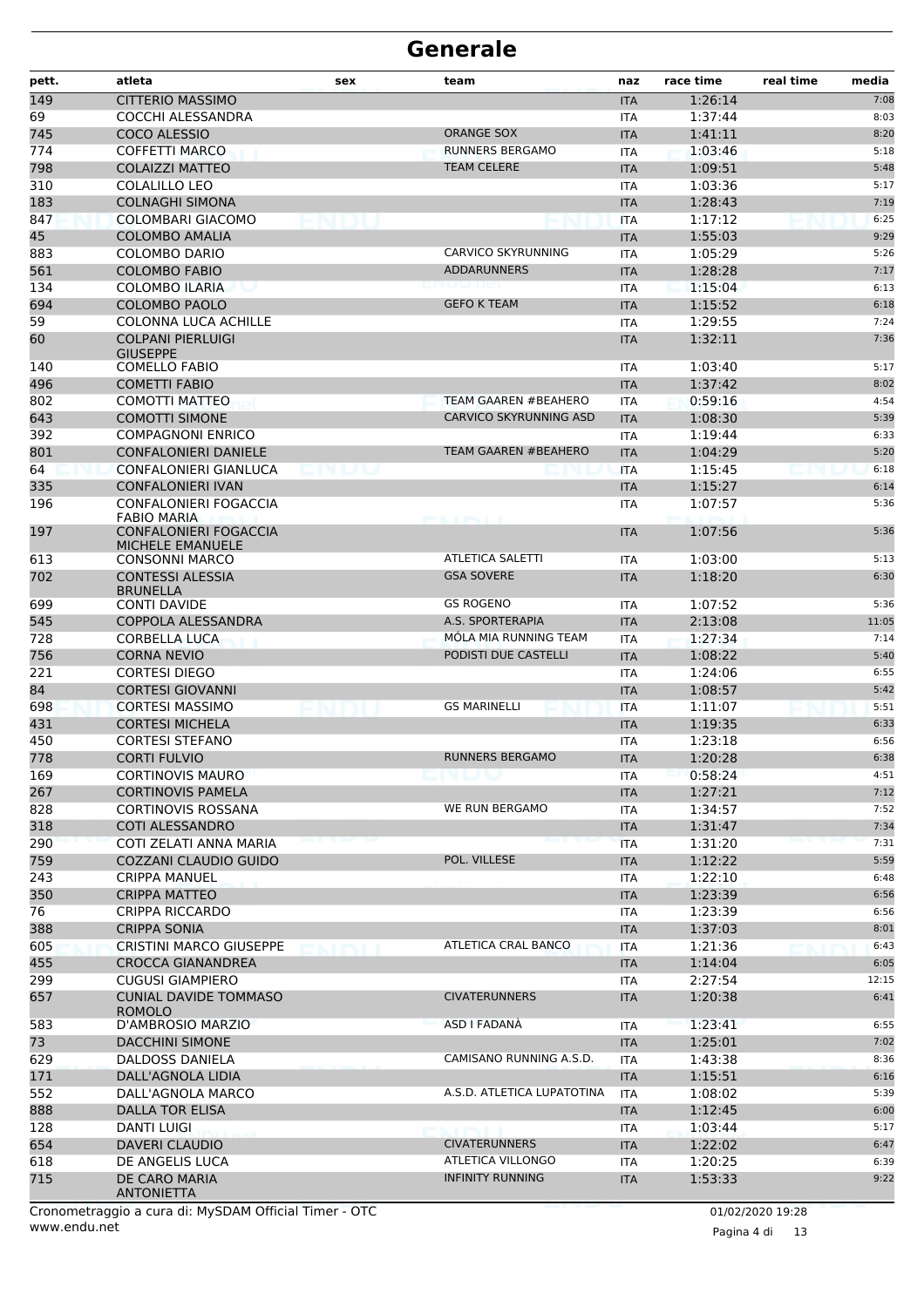# Generale

| pett. | atleta | sex | team | naz | race time | real time | media |
|---|---|---|---|---|---|---|---|
| 149 | CITTERIO MASSIMO | | | ITA | 1:26:14 | | 7:08 |
| 69 | COCCHI ALESSANDRA | | | ITA | 1:37:44 | | 8:03 |
| 745 | COCO ALESSIO | | ORANGE SOX | ITA | 1:41:11 | | 8:20 |
| 774 | COFFETTI MARCO | | RUNNERS BERGAMO | ITA | 1:03:46 | | 5:18 |
| 798 | COLAIZZI MATTEO | | TEAM CELERE | ITA | 1:09:51 | | 5:48 |
| 310 | COLALILLO LEO | | | ITA | 1:03:36 | | 5:17 |
| 183 | COLNAGHI SIMONA | | | ITA | 1:28:43 | | 7:19 |
| 847 | COLOMBARI GIACOMO | | | ITA | 1:17:12 | | 6:25 |
| 45 | COLOMBO AMALIA | | | ITA | 1:55:03 | | 9:29 |
| 883 | COLOMBO DARIO | | CARVICO SKYRUNNING | ITA | 1:05:29 | | 5:26 |
| 561 | COLOMBO FABIO | | ADDARUNNERS | ITA | 1:28:28 | | 7:17 |
| 134 | COLOMBO ILARIA | | | ITA | 1:15:04 | | 6:13 |
| 694 | COLOMBO PAOLO | | GEFO K TEAM | ITA | 1:15:52 | | 6:18 |
| 59 | COLONNA LUCA ACHILLE | | | ITA | 1:29:55 | | 7:24 |
| 60 | COLPANI PIERLUIGI GIUSEPPE | | | ITA | 1:32:11 | | 7:36 |
| 140 | COMELLO FABIO | | | ITA | 1:03:40 | | 5:17 |
| 496 | COMETTI FABIO | | | ITA | 1:37:42 | | 8:02 |
| 802 | COMOTTI MATTEO | | TEAM GAAREN #BEAHERO | ITA | 0:59:16 | | 4:54 |
| 643 | COMOTTI SIMONE | | CARVICO SKYRUNNING ASD | ITA | 1:08:30 | | 5:39 |
| 392 | COMPAGNONI ENRICO | | | ITA | 1:19:44 | | 6:33 |
| 801 | CONFALONIERI DANIELE | | TEAM GAAREN #BEAHERO | ITA | 1:04:29 | | 5:20 |
| 64 | CONFALONIERI GIANLUCA | | | ITA | 1:15:45 | | 6:18 |
| 335 | CONFALONIERI IVAN | | | ITA | 1:15:27 | | 6:14 |
| 196 | CONFALONIERI FOGACCIA FABIO MARIA | | | ITA | 1:07:57 | | 5:36 |
| 197 | CONFALONIERI FOGACCIA MICHELE EMANUELE | | | ITA | 1:07:56 | | 5:36 |
| 613 | CONSONNI MARCO | | ATLETICA SALETTI | ITA | 1:03:00 | | 5:13 |
| 702 | CONTESSI ALESSIA BRUNELLA | | GSA SOVERE | ITA | 1:18:20 | | 6:30 |
| 699 | CONTI DAVIDE | | GS ROGENO | ITA | 1:07:52 | | 5:36 |
| 545 | COPPOLA ALESSANDRA | | A.S. SPORTERAPIA | ITA | 2:13:08 | | 11:05 |
| 728 | CORBELLA LUCA | | MÓLA MIA RUNNING TEAM | ITA | 1:27:34 | | 7:14 |
| 756 | CORNA NEVIO | | PODISTI DUE CASTELLI | ITA | 1:08:22 | | 5:40 |
| 221 | CORTESI DIEGO | | | ITA | 1:24:06 | | 6:55 |
| 84 | CORTESI GIOVANNI | | | ITA | 1:08:57 | | 5:42 |
| 698 | CORTESI MASSIMO | | GS MARINELLI | ITA | 1:11:07 | | 5:51 |
| 431 | CORTESI MICHELA | | | ITA | 1:19:35 | | 6:33 |
| 450 | CORTESI STEFANO | | | ITA | 1:23:18 | | 6:56 |
| 778 | CORTI FULVIO | | RUNNERS BERGAMO | ITA | 1:20:28 | | 6:38 |
| 169 | CORTINOVIS MAURO | | | ITA | 0:58:24 | | 4:51 |
| 267 | CORTINOVIS PAMELA | | | ITA | 1:27:21 | | 7:12 |
| 828 | CORTINOVIS ROSSANA | | WE RUN BERGAMO | ITA | 1:34:57 | | 7:52 |
| 318 | COTI ALESSANDRO | | | ITA | 1:31:47 | | 7:34 |
| 290 | COTI ZELATI ANNA MARIA | | | ITA | 1:31:20 | | 7:31 |
| 759 | COZZANI CLAUDIO GUIDO | | POL. VILLESE | ITA | 1:12:22 | | 5:59 |
| 243 | CRIPPA MANUEL | | | ITA | 1:22:10 | | 6:48 |
| 350 | CRIPPA MATTEO | | | ITA | 1:23:39 | | 6:56 |
| 76 | CRIPPA RICCARDO | | | ITA | 1:23:39 | | 6:56 |
| 388 | CRIPPA SONIA | | | ITA | 1:37:03 | | 8:01 |
| 605 | CRISTINI MARCO GIUSEPPE | | ATLETICA CRAL BANCO | ITA | 1:21:36 | | 6:43 |
| 455 | CROCCA GIANANDREA | | | ITA | 1:14:04 | | 6:05 |
| 299 | CUGUSI GIAMPIERO | | | ITA | 2:27:54 | | 12:15 |
| 657 | CUNIAL DAVIDE TOMMASO ROMOLO | | CIVATERUNNERS | ITA | 1:20:38 | | 6:41 |
| 583 | D'AMBROSIO MARZIO | | ASD I FADANÀ | ITA | 1:23:41 | | 6:55 |
| 73 | DACCHINI SIMONE | | | ITA | 1:25:01 | | 7:02 |
| 629 | DALDOSS DANIELA | | CAMISANO RUNNING A.S.D. | ITA | 1:43:38 | | 8:36 |
| 171 | DALL'AGNOLA LIDIA | | | ITA | 1:15:51 | | 6:16 |
| 552 | DALL'AGNOLA MARCO | | A.S.D. ATLETICA LUPATOTINA | ITA | 1:08:02 | | 5:39 |
| 888 | DALLA TOR ELISA | | | ITA | 1:12:45 | | 6:00 |
| 128 | DANTI LUIGI | | | ITA | 1:03:44 | | 5:17 |
| 654 | DAVERI CLAUDIO | | CIVATERUNNERS | ITA | 1:22:02 | | 6:47 |
| 618 | DE ANGELIS LUCA | | ATLETICA VILLONGO | ITA | 1:20:25 | | 6:39 |
| 715 | DE CARO MARIA ANTONIETTA | | INFINITY RUNNING | ITA | 1:53:33 | | 9:22 |

Cronometraggio a cura di: MySDAM Official Timer - OTC

www.endu.net

01/02/2020 19:28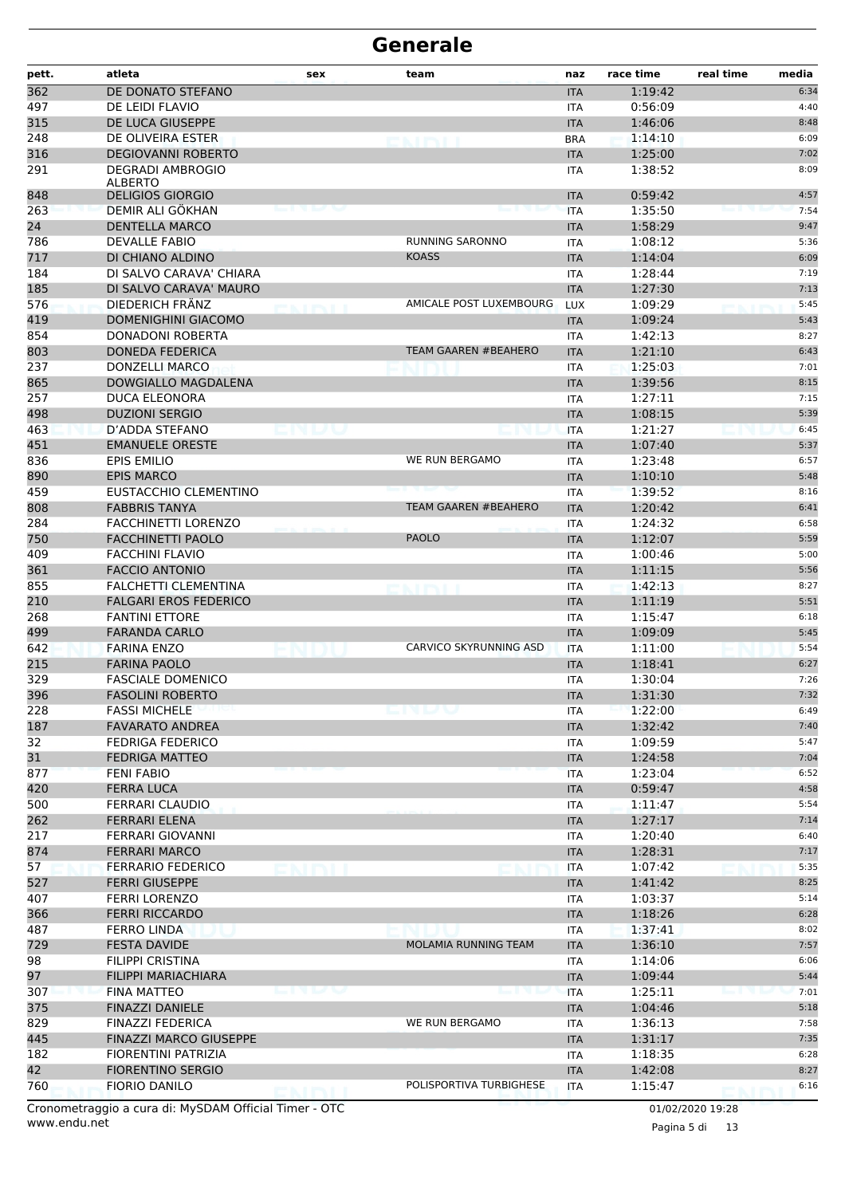# Generale

| pett. | atleta | sex | team | naz | race time | real time | media |
|---|---|---|---|---|---|---|---|
| 362 | DE DONATO STEFANO | | | ITA | 1:19:42 | | 6:34 |
| 497 | DE LEIDI FLAVIO | | | ITA | 0:56:09 | | 4:40 |
| 315 | DE LUCA GIUSEPPE | | | ITA | 1:46:06 | | 8:48 |
| 248 | DE OLIVEIRA ESTER | | | BRA | 1:14:10 | | 6:09 |
| 316 | DEGIOVANNI ROBERTO | | | ITA | 1:25:00 | | 7:02 |
| 291 | DEGRADI AMBROGIO ALBERTO | | | ITA | 1:38:52 | | 8:09 |
| 848 | DELIGIOS GIORGIO | | | ITA | 0:59:42 | | 4:57 |
| 263 | DEMIR ALI GÖKHAN | | | ITA | 1:35:50 | | 7:54 |
| 24 | DENTELLA MARCO | | | ITA | 1:58:29 | | 9:47 |
| 786 | DEVALLE FABIO | | RUNNING SARONNO | ITA | 1:08:12 | | 5:36 |
| 717 | DI CHIANO ALDINO | | KOASS | ITA | 1:14:04 | | 6:09 |
| 184 | DI SALVO CARAVA' CHIARA | | | ITA | 1:28:44 | | 7:19 |
| 185 | DI SALVO CARAVA' MAURO | | | ITA | 1:27:30 | | 7:13 |
| 576 | DIEDERICH FRÄNZ | | AMICALE POST LUXEMBOURG | LUX | 1:09:29 | | 5:45 |
| 419 | DOMENIGHINI GIACOMO | | | ITA | 1:09:24 | | 5:43 |
| 854 | DONADONI ROBERTA | | | ITA | 1:42:13 | | 8:27 |
| 803 | DONEDA FEDERICA | | TEAM GAAREN #BEAHERO | ITA | 1:21:10 | | 6:43 |
| 237 | DONZELLI MARCO | | | ITA | 1:25:03 | | 7:01 |
| 865 | DOWGIALLO MAGDALENA | | | ITA | 1:39:56 | | 8:15 |
| 257 | DUCA ELEONORA | | | ITA | 1:27:11 | | 7:15 |
| 498 | DUZIONI SERGIO | | | ITA | 1:08:15 | | 5:39 |
| 463 | D'ADDA STEFANO | | | ITA | 1:21:27 | | 6:45 |
| 451 | EMANUELE ORESTE | | | ITA | 1:07:40 | | 5:37 |
| 836 | EPIS EMILIO | | WE RUN BERGAMO | ITA | 1:23:48 | | 6:57 |
| 890 | EPIS MARCO | | | ITA | 1:10:10 | | 5:48 |
| 459 | EUSTACCHIO CLEMENTINO | | | ITA | 1:39:52 | | 8:16 |
| 808 | FABBRIS TANYA | | TEAM GAAREN #BEAHERO | ITA | 1:20:42 | | 6:41 |
| 284 | FACCHINETTI LORENZO | | | ITA | 1:24:32 | | 6:58 |
| 750 | FACCHINETTI PAOLO | | PAOLO | ITA | 1:12:07 | | 5:59 |
| 409 | FACCHINI FLAVIO | | | ITA | 1:00:46 | | 5:00 |
| 361 | FACCIO ANTONIO | | | ITA | 1:11:15 | | 5:56 |
| 855 | FALCHETTI CLEMENTINA | | | ITA | 1:42:13 | | 8:27 |
| 210 | FALGARI EROS FEDERICO | | | ITA | 1:11:19 | | 5:51 |
| 268 | FANTINI ETTORE | | | ITA | 1:15:47 | | 6:18 |
| 499 | FARANDA CARLO | | | ITA | 1:09:09 | | 5:45 |
| 642 | FARINA ENZO | | CARVICO SKYRUNNING ASD | ITA | 1:11:00 | | 5:54 |
| 215 | FARINA PAOLO | | | ITA | 1:18:41 | | 6:27 |
| 329 | FASCIALE DOMENICO | | | ITA | 1:30:04 | | 7:26 |
| 396 | FASOLINI ROBERTO | | | ITA | 1:31:30 | | 7:32 |
| 228 | FASSI MICHELE | | | ITA | 1:22:00 | | 6:49 |
| 187 | FAVARATO ANDREA | | | ITA | 1:32:42 | | 7:40 |
| 32 | FEDRIGA FEDERICO | | | ITA | 1:09:59 | | 5:47 |
| 31 | FEDRIGA MATTEO | | | ITA | 1:24:58 | | 7:04 |
| 877 | FENI FABIO | | | ITA | 1:23:04 | | 6:52 |
| 420 | FERRA LUCA | | | ITA | 0:59:47 | | 4:58 |
| 500 | FERRARI CLAUDIO | | | ITA | 1:11:47 | | 5:54 |
| 262 | FERRARI ELENA | | | ITA | 1:27:17 | | 7:14 |
| 217 | FERRARI GIOVANNI | | | ITA | 1:20:40 | | 6:40 |
| 874 | FERRARI MARCO | | | ITA | 1:28:31 | | 7:17 |
| 57 | FERRARIO FEDERICO | | | ITA | 1:07:42 | | 5:35 |
| 527 | FERRI GIUSEPPE | | | ITA | 1:41:42 | | 8:25 |
| 407 | FERRI LORENZO | | | ITA | 1:03:37 | | 5:14 |
| 366 | FERRI RICCARDO | | | ITA | 1:18:26 | | 6:28 |
| 487 | FERRO LINDA | | | ITA | 1:37:41 | | 8:02 |
| 729 | FESTA DAVIDE | | MOLAMIA RUNNING TEAM | ITA | 1:36:10 | | 7:57 |
| 98 | FILIPPI CRISTINA | | | ITA | 1:14:06 | | 6:06 |
| 97 | FILIPPI MARIACHIARA | | | ITA | 1:09:44 | | 5:44 |
| 307 | FINA MATTEO | | | ITA | 1:25:11 | | 7:01 |
| 375 | FINAZZI DANIELE | | | ITA | 1:04:46 | | 5:18 |
| 829 | FINAZZI FEDERICA | | WE RUN BERGAMO | ITA | 1:36:13 | | 7:58 |
| 445 | FINAZZI MARCO GIUSEPPE | | | ITA | 1:31:17 | | 7:35 |
| 182 | FIORENTINI PATRIZIA | | | ITA | 1:18:35 | | 6:28 |
| 42 | FIORENTINO SERGIO | | | ITA | 1:42:08 | | 8:27 |
| 760 | FIORIO DANILO | | POLISPORTIVA TURBIGHESE | ITA | 1:15:47 | | 6:16 |

Cronometraggio a cura di: MySDAM Official Timer - OTC
www.endu.net

01/02/2020 19:28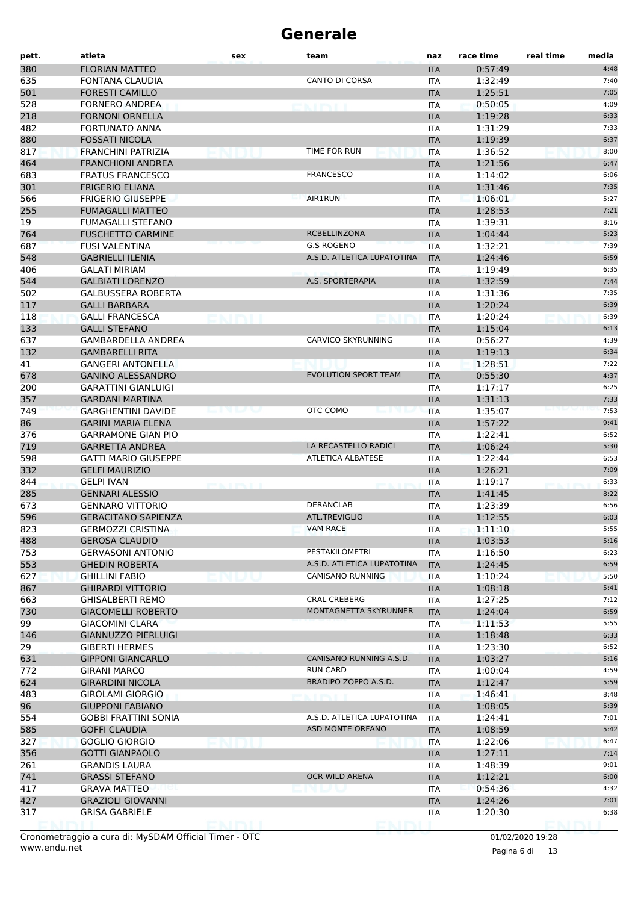# Generale

| pett. | atleta | sex | team | naz | race time | real time | media |
|---|---|---|---|---|---|---|---|
| 380 | FLORIAN MATTEO | | | ITA | 0:57:49 | | 4:48 |
| 635 | FONTANA CLAUDIA | | CANTO DI CORSA | ITA | 1:32:49 | | 7:40 |
| 501 | FORESTI CAMILLO | | | ITA | 1:25:51 | | 7:05 |
| 528 | FORNERO ANDREA | | | ITA | 0:50:05 | | 4:09 |
| 218 | FORNONI ORNELLA | | | ITA | 1:19:28 | | 6:33 |
| 482 | FORTUNATO ANNA | | | ITA | 1:31:29 | | 7:33 |
| 880 | FOSSATI NICOLA | | | ITA | 1:19:39 | | 6:37 |
| 817 | FRANCHINI PATRIZIA | | TIME FOR RUN | ITA | 1:36:52 | | 8:00 |
| 464 | FRANCHIONI ANDREA | | | ITA | 1:21:56 | | 6:47 |
| 683 | FRATUS FRANCESCO | | FRANCESCO | ITA | 1:14:02 | | 6:06 |
| 301 | FRIGERIO ELIANA | | | ITA | 1:31:46 | | 7:35 |
| 566 | FRIGERIO GIUSEPPE | | AIR1RUN | ITA | 1:06:01 | | 5:27 |
| 255 | FUMAGALLI MATTEO | | | ITA | 1:28:53 | | 7:21 |
| 19 | FUMAGALLI STEFANO | | | ITA | 1:39:31 | | 8:16 |
| 764 | FUSCHETTO CARMINE | | RCBELLINZONA | ITA | 1:04:44 | | 5:23 |
| 687 | FUSI VALENTINA | | G.S ROGENO | ITA | 1:32:21 | | 7:39 |
| 548 | GABRIELLI ILENIA | | A.S.D. ATLETICA LUPATOTINA | ITA | 1:24:46 | | 6:59 |
| 406 | GALATI MIRIAM | | | ITA | 1:19:49 | | 6:35 |
| 544 | GALBIATI LORENZO | | A.S. SPORTERAPIA | ITA | 1:32:59 | | 7:44 |
| 502 | GALBUSSERA ROBERTA | | | ITA | 1:31:36 | | 7:35 |
| 117 | GALLI BARBARA | | | ITA | 1:20:24 | | 6:39 |
| 118 | GALLI FRANCESCA | | | ITA | 1:20:24 | | 6:39 |
| 133 | GALLI STEFANO | | | ITA | 1:15:04 | | 6:13 |
| 637 | GAMBARDELLA ANDREA | | CARVICO SKYRUNNING | ITA | 0:56:27 | | 4:39 |
| 132 | GAMBARELLI RITA | | | ITA | 1:19:13 | | 6:34 |
| 41 | GANGERI ANTONELLA | | | ITA | 1:28:51 | | 7:22 |
| 678 | GANINO ALESSANDRO | | EVOLUTION SPORT TEAM | ITA | 0:55:30 | | 4:37 |
| 200 | GARATTINI GIANLUIGI | | | ITA | 1:17:17 | | 6:25 |
| 357 | GARDANI MARTINA | | | ITA | 1:31:13 | | 7:33 |
| 749 | GARGHENTINI DAVIDE | | OTC COMO | ITA | 1:35:07 | | 7:53 |
| 86 | GARINI MARIA ELENA | | | ITA | 1:57:22 | | 9:41 |
| 376 | GARRAMONE GIAN PIO | | | ITA | 1:22:41 | | 6:52 |
| 719 | GARRETTA ANDREA | | LA RECASTELLO RADICI | ITA | 1:06:24 | | 5:30 |
| 598 | GATTI MARIO GIUSEPPE | | ATLETICA ALBATESE | ITA | 1:22:44 | | 6:53 |
| 332 | GELFI MAURIZIO | | | ITA | 1:26:21 | | 7:09 |
| 844 | GELPI IVAN | | | ITA | 1:19:17 | | 6:33 |
| 285 | GENNARI ALESSIO | | | ITA | 1:41:45 | | 8:22 |
| 673 | GENNARO VITTORIO | | DERANCLAB | ITA | 1:23:39 | | 6:56 |
| 596 | GERACITANO SAPIENZA | | ATL.TREVIGLIO | ITA | 1:12:55 | | 6:03 |
| 823 | GERMOZZI CRISTINA | | VAM RACE | ITA | 1:11:10 | | 5:55 |
| 488 | GEROSA CLAUDIO | | | ITA | 1:03:53 | | 5:16 |
| 753 | GERVASONI ANTONIO | | PESTAKILOMETRI | ITA | 1:16:50 | | 6:23 |
| 553 | GHEDIN ROBERTA | | A.S.D. ATLETICA LUPATOTINA | ITA | 1:24:45 | | 6:59 |
| 627 | GHILLINI FABIO | | CAMISANO RUNNING | ITA | 1:10:24 | | 5:50 |
| 867 | GHIRARDI VITTORIO | | | ITA | 1:08:18 | | 5:41 |
| 663 | GHISALBERTI REMO | | CRAL CREBERG | ITA | 1:27:25 | | 7:12 |
| 730 | GIACOMELLI ROBERTO | | MONTAGNETTA SKYRUNNER | ITA | 1:24:04 | | 6:59 |
| 99 | GIACOMINI CLARA | | | ITA | 1:11:53 | | 5:55 |
| 146 | GIANNUZZO PIERLUIGI | | | ITA | 1:18:48 | | 6:33 |
| 29 | GIBERTI HERMES | | | ITA | 1:23:30 | | 6:52 |
| 631 | GIPPONI GIANCARLO | | CAMISANO RUNNING A.S.D. | ITA | 1:03:27 | | 5:16 |
| 772 | GIRANI MARCO | | RUN CARD | ITA | 1:00:04 | | 4:59 |
| 624 | GIRARDINI NICOLA | | BRADIPO ZOPPO A.S.D. | ITA | 1:12:47 | | 5:59 |
| 483 | GIROLAMI GIORGIO | | | ITA | 1:46:41 | | 8:48 |
| 96 | GIUPPONI FABIANO | | | ITA | 1:08:05 | | 5:39 |
| 554 | GOBBI FRATTINI SONIA | | A.S.D. ATLETICA LUPATOTINA | ITA | 1:24:41 | | 7:01 |
| 585 | GOFFI CLAUDIA | | ASD MONTE ORFANO | ITA | 1:08:59 | | 5:42 |
| 327 | GOGLIO GIORGIO | | | ITA | 1:22:06 | | 6:47 |
| 356 | GOTTI GIANPAOLO | | | ITA | 1:27:11 | | 7:14 |
| 261 | GRANDIS LAURA | | | ITA | 1:48:39 | | 9:01 |
| 741 | GRASSI STEFANO | | OCR WILD ARENA | ITA | 1:12:21 | | 6:00 |
| 417 | GRAVA MATTEO | | | ITA | 0:54:36 | | 4:32 |
| 427 | GRAZIOLI GIOVANNI | | | ITA | 1:24:26 | | 7:01 |
| 317 | GRISA GABRIELE | | | ITA | 1:20:30 | | 6:38 |

Cronometraggio a cura di: MySDAM Official Timer - OTC
www.endu.net

01/02/2020 19:28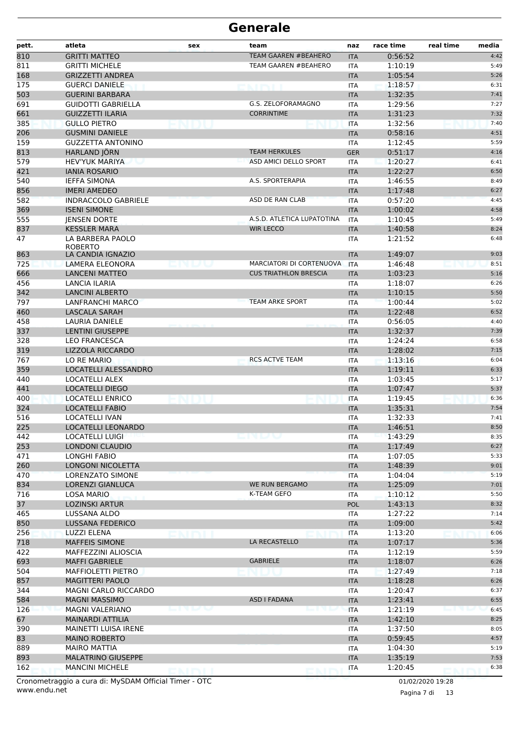# Generale

| pett. | atleta | sex | team | naz | race time | real time | media |
|---|---|---|---|---|---|---|---|
| 810 | GRITTI MATTEO | | TEAM GAAREN #BEAHERO | ITA | 0:56:52 | | 4:42 |
| 811 | GRITTI MICHELE | | TEAM GAAREN #BEAHERO | ITA | 1:10:19 | | 5:49 |
| 168 | GRIZZETTI ANDREA | | | ITA | 1:05:54 | | 5:26 |
| 175 | GUERCI DANIELE | | | ITA | 1:18:57 | | 6:31 |
| 503 | GUERINI BARBARA | | | ITA | 1:32:35 | | 7:41 |
| 691 | GUIDOTTI GABRIELLA | | G.S. ZELOFORAMAGNO | ITA | 1:29:56 | | 7:27 |
| 661 | GUIZZETTI ILARIA | | CORRINTIME | ITA | 1:31:23 | | 7:32 |
| 385 | GULLO PIETRO | | | ITA | 1:32:56 | | 7:40 |
| 206 | GUSMINI DANIELE | | | ITA | 0:58:16 | | 4:51 |
| 159 | GUZZETTA ANTONINO | | | ITA | 1:12:45 | | 5:59 |
| 813 | HARLAND JÖRN | | TEAM HERKULES | GER | 0:51:17 | | 4:16 |
| 579 | HEV'YUK MARIYA | | ASD AMICI DELLO SPORT | ITA | 1:20:27 | | 6:41 |
| 421 | IANIA ROSARIO | | | ITA | 1:22:27 | | 6:50 |
| 540 | IEFFA SIMONA | | A.S. SPORTERAPIA | ITA | 1:46:55 | | 8:49 |
| 856 | IMERI AMEDEO | | | ITA | 1:17:48 | | 6:27 |
| 582 | INDRACCOLO GABRIELE | | ASD DE RAN CLAB | ITA | 0:57:20 | | 4:45 |
| 369 | ISENI SIMONE | | | ITA | 1:00:02 | | 4:58 |
| 555 | JENSEN DORTE | | A.S.D. ATLETICA LUPATOTINA | ITA | 1:10:45 | | 5:49 |
| 837 | KESSLER MARA | | WIR LECCO | ITA | 1:40:58 | | 8:24 |
| 47 | LA BARBERA PAOLO ROBERTO | | | ITA | 1:21:52 | | 6:48 |
| 863 | LA CANDIA IGNAZIO | | | ITA | 1:49:07 | | 9:03 |
| 725 | LAMERA ELEONORA | | MARCIATORI DI CORTENUOVA | ITA | 1:46:48 | | 8:51 |
| 666 | LANCENI MATTEO | | CUS TRIATHLON BRESCIA | ITA | 1:03:23 | | 5:16 |
| 456 | LANCIA ILARIA | | | ITA | 1:18:07 | | 6:26 |
| 342 | LANCINI ALBERTO | | | ITA | 1:10:15 | | 5:50 |
| 797 | LANFRANCHI MARCO | | TEAM ARKE SPORT | ITA | 1:00:44 | | 5:02 |
| 460 | LASCALA SARAH | | | ITA | 1:22:48 | | 6:52 |
| 458 | LAURIA DANIELE | | | ITA | 0:56:05 | | 4:40 |
| 337 | LENTINI GIUSEPPE | | | ITA | 1:32:37 | | 7:39 |
| 328 | LEO FRANCESCA | | | ITA | 1:24:24 | | 6:58 |
| 319 | LIZZOLA RICCARDO | | | ITA | 1:28:02 | | 7:15 |
| 767 | LO RE MARIO | | RCS ACTVE TEAM | ITA | 1:13:16 | | 6:04 |
| 359 | LOCATELLI ALESSANDRO | | | ITA | 1:19:11 | | 6:33 |
| 440 | LOCATELLI ALEX | | | ITA | 1:03:45 | | 5:17 |
| 441 | LOCATELLI DIEGO | | | ITA | 1:07:47 | | 5:37 |
| 400 | LOCATELLI ENRICO | | | ITA | 1:19:45 | | 6:36 |
| 324 | LOCATELLI FABIO | | | ITA | 1:35:31 | | 7:54 |
| 516 | LOCATELLI IVAN | | | ITA | 1:32:33 | | 7:41 |
| 225 | LOCATELLI LEONARDO | | | ITA | 1:46:51 | | 8:50 |
| 442 | LOCATELLI LUIGI | | | ITA | 1:43:29 | | 8:35 |
| 253 | LONDONI CLAUDIO | | | ITA | 1:17:49 | | 6:27 |
| 471 | LONGHI FABIO | | | ITA | 1:07:05 | | 5:33 |
| 260 | LONGONI NICOLETTA | | | ITA | 1:48:39 | | 9:01 |
| 470 | LORENZATO SIMONE | | | ITA | 1:04:04 | | 5:19 |
| 834 | LORENZI GIANLUCA | | WE RUN BERGAMO | ITA | 1:25:09 | | 7:01 |
| 716 | LOSA MARIO | | K-TEAM GEFO | ITA | 1:10:12 | | 5:50 |
| 37 | LOZINSKI ARTUR | | | POL | 1:43:13 | | 8:32 |
| 465 | LUSSANA ALDO | | | ITA | 1:27:22 | | 7:14 |
| 850 | LUSSANA FEDERICO | | | ITA | 1:09:00 | | 5:42 |
| 256 | LUZZI ELENA | | | ITA | 1:13:20 | | 6:06 |
| 718 | MAFFEIS SIMONE | | LA RECASTELLO | ITA | 1:07:17 | | 5:36 |
| 422 | MAFFEZZINI ALIOSCIA | | | ITA | 1:12:19 | | 5:59 |
| 693 | MAFFI GABRIELE | | GABRIELE | ITA | 1:18:07 | | 6:26 |
| 504 | MAFFIOLETTI PIETRO | | | ITA | 1:27:49 | | 7:18 |
| 857 | MAGITTERI PAOLO | | | ITA | 1:18:28 | | 6:26 |
| 344 | MAGNI CARLO RICCARDO | | | ITA | 1:20:47 | | 6:37 |
| 584 | MAGNI MASSIMO | | ASD I FADANA | ITA | 1:23:41 | | 6:55 |
| 126 | MAGNI VALERIANO | | | ITA | 1:21:19 | | 6:45 |
| 67 | MAINARDI ATTILIA | | | ITA | 1:42:10 | | 8:25 |
| 390 | MAINETTI LUISA IRENE | | | ITA | 1:37:50 | | 8:05 |
| 83 | MAINO ROBERTO | | | ITA | 0:59:45 | | 4:57 |
| 889 | MAIRO MATTIA | | | ITA | 1:04:30 | | 5:19 |
| 893 | MALATRINO GIUSEPPE | | | ITA | 1:35:19 | | 7:53 |
| 162 | MANCINI MICHELE | | | ITA | 1:20:45 | | 6:38 |

Cronometraggio a cura di: MySDAM Official Timer - OTC
www.endu.net

01/02/2020 19:28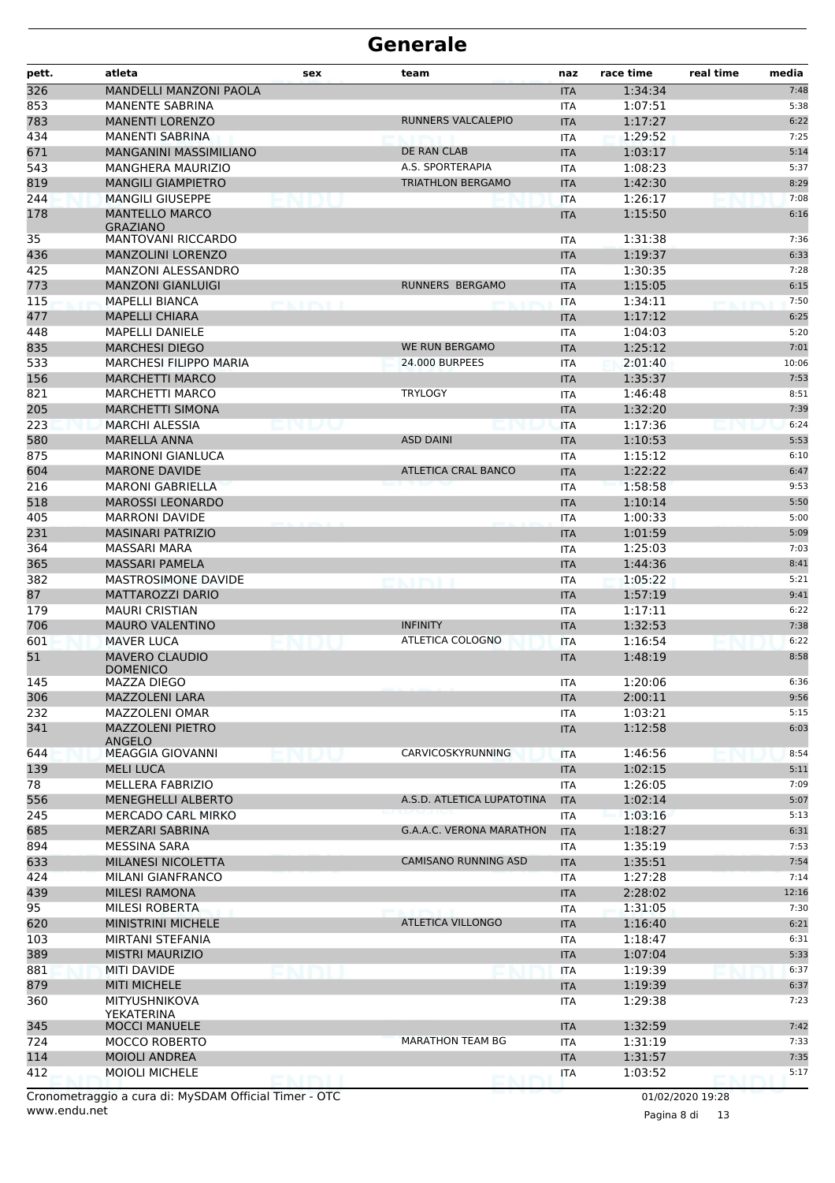# Generale

| pett. | atleta | sex | team | naz | race time | real time | media |
|---|---|---|---|---|---|---|---|
| 326 | MANDELLI MANZONI PAOLA | | | ITA | 1:34:34 | | 7:48 |
| 853 | MANENTE SABRINA | | | ITA | 1:07:51 | | 5:38 |
| 783 | MANENTI LORENZO | | RUNNERS VALCALEPIO | ITA | 1:17:27 | | 6:22 |
| 434 | MANENTI SABRINA | | | ITA | 1:29:52 | | 7:25 |
| 671 | MANGANINI MASSIMILIANO | | DE RAN CLAB | ITA | 1:03:17 | | 5:14 |
| 543 | MANGHERA MAURIZIO | | A.S. SPORTERAPIA | ITA | 1:08:23 | | 5:37 |
| 819 | MANGILI GIAMPIETRO | | TRIATHLON BERGAMO | ITA | 1:42:30 | | 8:29 |
| 244 | MANGILI GIUSEPPE | | | ITA | 1:26:17 | | 7:08 |
| 178 | MANTELLO MARCO GRAZIANO | | | ITA | 1:15:50 | | 6:16 |
| 35 | MANTOVANI RICCARDO | | | ITA | 1:31:38 | | 7:36 |
| 436 | MANZOLINI LORENZO | | | ITA | 1:19:37 | | 6:33 |
| 425 | MANZONI ALESSANDRO | | | ITA | 1:30:35 | | 7:28 |
| 773 | MANZONI GIANLUIGI | | RUNNERS BERGAMO | ITA | 1:15:05 | | 6:15 |
| 115 | MAPELLI BIANCA | | | ITA | 1:34:11 | | 7:50 |
| 477 | MAPELLI CHIARA | | | ITA | 1:17:12 | | 6:25 |
| 448 | MAPELLI DANIELE | | | ITA | 1:04:03 | | 5:20 |
| 835 | MARCHESI DIEGO | | WE RUN BERGAMO | ITA | 1:25:12 | | 7:01 |
| 533 | MARCHESI FILIPPO MARIA | | 24.000 BURPEES | ITA | 2:01:40 | | 10:06 |
| 156 | MARCHETTI MARCO | | | ITA | 1:35:37 | | 7:53 |
| 821 | MARCHETTI MARCO | | TRYLOGY | ITA | 1:46:48 | | 8:51 |
| 205 | MARCHETTI SIMONA | | | ITA | 1:32:20 | | 7:39 |
| 223 | MARCHI ALESSIA | | | ITA | 1:17:36 | | 6:24 |
| 580 | MARELLA ANNA | | ASD DAINI | ITA | 1:10:53 | | 5:53 |
| 875 | MARINONI GIANLUCA | | | ITA | 1:15:12 | | 6:10 |
| 604 | MARONE DAVIDE | | ATLETICA CRAL BANCO | ITA | 1:22:22 | | 6:47 |
| 216 | MARONI GABRIELLA | | | ITA | 1:58:58 | | 9:53 |
| 518 | MAROSSI LEONARDO | | | ITA | 1:10:14 | | 5:50 |
| 405 | MARRONI DAVIDE | | | ITA | 1:00:33 | | 5:00 |
| 231 | MASINARI PATRIZIO | | | ITA | 1:01:59 | | 5:09 |
| 364 | MASSARI MARA | | | ITA | 1:25:03 | | 7:03 |
| 365 | MASSARI PAMELA | | | ITA | 1:44:36 | | 8:41 |
| 382 | MASTROSIMONE DAVIDE | | | ITA | 1:05:22 | | 5:21 |
| 87 | MATTAROZZI DARIO | | | ITA | 1:57:19 | | 9:41 |
| 179 | MAURI CRISTIAN | | | ITA | 1:17:11 | | 6:22 |
| 706 | MAURO VALENTINO | | INFINITY | ITA | 1:32:53 | | 7:38 |
| 601 | MAVER LUCA | | ATLETICA COLOGNO | ITA | 1:16:54 | | 6:22 |
| 51 | MAVERO CLAUDIO DOMENICO | | | ITA | 1:48:19 | | 8:58 |
| 145 | MAZZA DIEGO | | | ITA | 1:20:06 | | 6:36 |
| 306 | MAZZOLENI LARA | | | ITA | 2:00:11 | | 9:56 |
| 232 | MAZZOLENI OMAR | | | ITA | 1:03:21 | | 5:15 |
| 341 | MAZZOLENI PIETRO ANGELO | | | ITA | 1:12:58 | | 6:03 |
| 644 | MEAGGIA GIOVANNI | | CARVICOSKYRUNNING | ITA | 1:46:56 | | 8:54 |
| 139 | MELI LUCA | | | ITA | 1:02:15 | | 5:11 |
| 78 | MELLERA FABRIZIO | | | ITA | 1:26:05 | | 7:09 |
| 556 | MENEGHELLI ALBERTO | | A.S.D. ATLETICA LUPATOTINA | ITA | 1:02:14 | | 5:07 |
| 245 | MERCADO CARL MIRKO | | | ITA | 1:03:16 | | 5:13 |
| 685 | MERZARI SABRINA | | G.A.A.C. VERONA MARATHON | ITA | 1:18:27 | | 6:31 |
| 894 | MESSINA SARA | | | ITA | 1:35:19 | | 7:53 |
| 633 | MILANESI NICOLETTA | | CAMISANO RUNNING ASD | ITA | 1:35:51 | | 7:54 |
| 424 | MILANI GIANFRANCO | | | ITA | 1:27:28 | | 7:14 |
| 439 | MILESI RAMONA | | | ITA | 2:28:02 | | 12:16 |
| 95 | MILESI ROBERTA | | | ITA | 1:31:05 | | 7:30 |
| 620 | MINISTRINI MICHELE | | ATLETICA VILLONGO | ITA | 1:16:40 | | 6:21 |
| 103 | MIRTANI STEFANIA | | | ITA | 1:18:47 | | 6:31 |
| 389 | MISTRI MAURIZIO | | | ITA | 1:07:04 | | 5:33 |
| 881 | MITI DAVIDE | | | ITA | 1:19:39 | | 6:37 |
| 879 | MITI MICHELE | | | ITA | 1:19:39 | | 6:37 |
| 360 | MITYUSHNIKOVA YEKATERINA | | | ITA | 1:29:38 | | 7:23 |
| 345 | MOCCI MANUELE | | | ITA | 1:32:59 | | 7:42 |
| 724 | MOCCO ROBERTO | | MARATHON TEAM BG | ITA | 1:31:19 | | 7:33 |
| 114 | MOIOLI ANDREA | | | ITA | 1:31:57 | | 7:35 |
| 412 | MOIOLI MICHELE | | | ITA | 1:03:52 | | 5:17 |

Cronometraggio a cura di: MySDAM Official Timer - OTC
www.endu.net

01/02/2020 19:28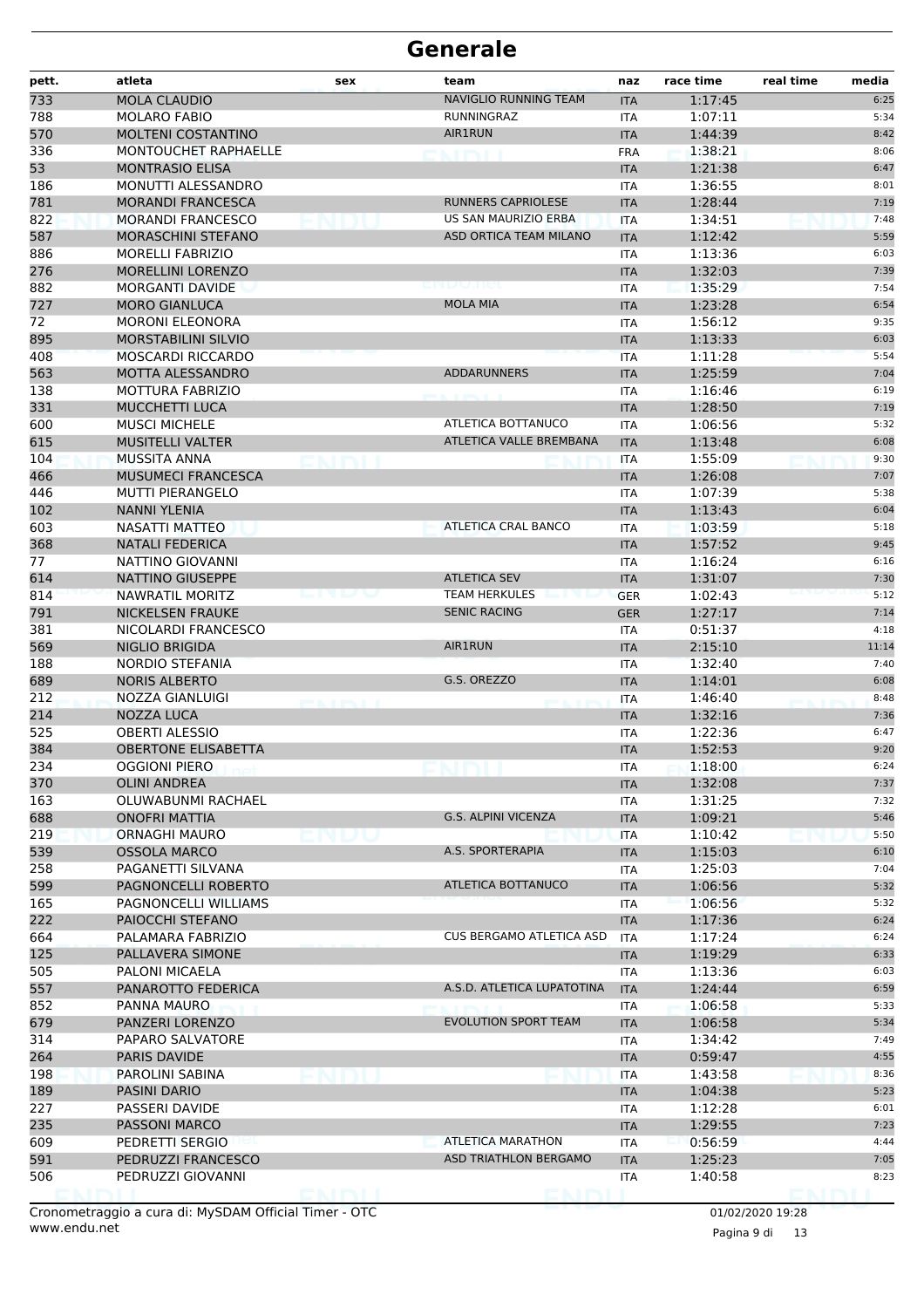# Generale

| pett. | atleta | sex | team | naz | race time | real time | media |
|---|---|---|---|---|---|---|---|
| 733 | MOLA CLAUDIO | | NAVIGLIO RUNNING TEAM | ITA | 1:17:45 | | 6:25 |
| 788 | MOLARO FABIO | | RUNNINGRAZ | ITA | 1:07:11 | | 5:34 |
| 570 | MOLTENI COSTANTINO | | AIR1RUN | ITA | 1:44:39 | | 8:42 |
| 336 | MONTOUCHET RAPHAELLE | | | FRA | 1:38:21 | | 8:06 |
| 53 | MONTRASIO ELISA | | | ITA | 1:21:38 | | 6:47 |
| 186 | MONUTTI ALESSANDRO | | | ITA | 1:36:55 | | 8:01 |
| 781 | MORANDI FRANCESCA | | RUNNERS CAPRIOLESE | ITA | 1:28:44 | | 7:19 |
| 822 | MORANDI FRANCESCO | | US SAN MAURIZIO ERBA | ITA | 1:34:51 | | 7:48 |
| 587 | MORASCHINI STEFANO | | ASD ORTICA TEAM MILANO | ITA | 1:12:42 | | 5:59 |
| 886 | MORELLI FABRIZIO | | | ITA | 1:13:36 | | 6:03 |
| 276 | MORELLINI LORENZO | | | ITA | 1:32:03 | | 7:39 |
| 882 | MORGANTI DAVIDE | | | ITA | 1:35:29 | | 7:54 |
| 727 | MORO GIANLUCA | | MOLA MIA | ITA | 1:23:28 | | 6:54 |
| 72 | MORONI ELEONORA | | | ITA | 1:56:12 | | 9:35 |
| 895 | MORSTABILINI SILVIO | | | ITA | 1:13:33 | | 6:03 |
| 408 | MOSCARDI RICCARDO | | | ITA | 1:11:28 | | 5:54 |
| 563 | MOTTA ALESSANDRO | | ADDARUNNERS | ITA | 1:25:59 | | 7:04 |
| 138 | MOTTURA FABRIZIO | | | ITA | 1:16:46 | | 6:19 |
| 331 | MUCCHETTI LUCA | | | ITA | 1:28:50 | | 7:19 |
| 600 | MUSCI MICHELE | | ATLETICA BOTTANUCO | ITA | 1:06:56 | | 5:32 |
| 615 | MUSITELLI VALTER | | ATLETICA VALLE BREMBANA | ITA | 1:13:48 | | 6:08 |
| 104 | MUSSITA ANNA | | | ITA | 1:55:09 | | 9:30 |
| 466 | MUSUMECI FRANCESCA | | | ITA | 1:26:08 | | 7:07 |
| 446 | MUTTI PIERANGELO | | | ITA | 1:07:39 | | 5:38 |
| 102 | NANNI YLENIA | | | ITA | 1:13:43 | | 6:04 |
| 603 | NASATTI MATTEO | | ATLETICA CRAL BANCO | ITA | 1:03:59 | | 5:18 |
| 368 | NATALI FEDERICA | | | ITA | 1:57:52 | | 9:45 |
| 77 | NATTINO GIOVANNI | | | ITA | 1:16:24 | | 6:16 |
| 614 | NATTINO GIUSEPPE | | ATLETICA SEV | ITA | 1:31:07 | | 7:30 |
| 814 | NAWRATIL MORITZ | | TEAM HERKULES | GER | 1:02:43 | | 5:12 |
| 791 | NICKELSEN FRAUKE | | SENIC RACING | GER | 1:27:17 | | 7:14 |
| 381 | NICOLARDI FRANCESCO | | | ITA | 0:51:37 | | 4:18 |
| 569 | NIGLIO BRIGIDA | | AIR1RUN | ITA | 2:15:10 | | 11:14 |
| 188 | NORDIO STEFANIA | | | ITA | 1:32:40 | | 7:40 |
| 689 | NORIS ALBERTO | | G.S. OREZZO | ITA | 1:14:01 | | 6:08 |
| 212 | NOZZA GIANLUIGI | | | ITA | 1:46:40 | | 8:48 |
| 214 | NOZZA LUCA | | | ITA | 1:32:16 | | 7:36 |
| 525 | OBERTI ALESSIO | | | ITA | 1:22:36 | | 6:47 |
| 384 | OBERTONE ELISABETTA | | | ITA | 1:52:53 | | 9:20 |
| 234 | OGGIONI PIERO | | | ITA | 1:18:00 | | 6:24 |
| 370 | OLINI ANDREA | | | ITA | 1:32:08 | | 7:37 |
| 163 | OLUWABUNMI RACHAEL | | | ITA | 1:31:25 | | 7:32 |
| 688 | ONOFRI MATTIA | | G.S. ALPINI VICENZA | ITA | 1:09:21 | | 5:46 |
| 219 | ORNAGHI MAURO | | | ITA | 1:10:42 | | 5:50 |
| 539 | OSSOLA MARCO | | A.S. SPORTERAPIA | ITA | 1:15:03 | | 6:10 |
| 258 | PAGANETTI SILVANA | | | ITA | 1:25:03 | | 7:04 |
| 599 | PAGNONCELLI ROBERTO | | ATLETICA BOTTANUCO | ITA | 1:06:56 | | 5:32 |
| 165 | PAGNONCELLI WILLIAMS | | | ITA | 1:06:56 | | 5:32 |
| 222 | PAIOCCHI STEFANO | | | ITA | 1:17:36 | | 6:24 |
| 664 | PALAMARA FABRIZIO | | CUS BERGAMO ATLETICA ASD | ITA | 1:17:24 | | 6:24 |
| 125 | PALLAVERA SIMONE | | | ITA | 1:19:29 | | 6:33 |
| 505 | PALONI MICAELA | | | ITA | 1:13:36 | | 6:03 |
| 557 | PANAROTTO FEDERICA | | A.S.D. ATLETICA LUPATOTINA | ITA | 1:24:44 | | 6:59 |
| 852 | PANNA MAURO | | | ITA | 1:06:58 | | 5:33 |
| 679 | PANZERI LORENZO | | EVOLUTION SPORT TEAM | ITA | 1:06:58 | | 5:34 |
| 314 | PAPARO SALVATORE | | | ITA | 1:34:42 | | 7:49 |
| 264 | PARIS DAVIDE | | | ITA | 0:59:47 | | 4:55 |
| 198 | PAROLINI SABINA | | | ITA | 1:43:58 | | 8:36 |
| 189 | PASINI DARIO | | | ITA | 1:04:38 | | 5:23 |
| 227 | PASSERI DAVIDE | | | ITA | 1:12:28 | | 6:01 |
| 235 | PASSONI MARCO | | | ITA | 1:29:55 | | 7:23 |
| 609 | PEDRETTI SERGIO | | ATLETICA MARATHON | ITA | 0:56:59 | | 4:44 |
| 591 | PEDRUZZI FRANCESCO | | ASD TRIATHLON BERGAMO | ITA | 1:25:23 | | 7:05 |
| 506 | PEDRUZZI GIOVANNI | | | ITA | 1:40:58 | | 8:23 |

Cronometraggio a cura di: MySDAM Official Timer - OTC
www.endu.net

01/02/2020 19:28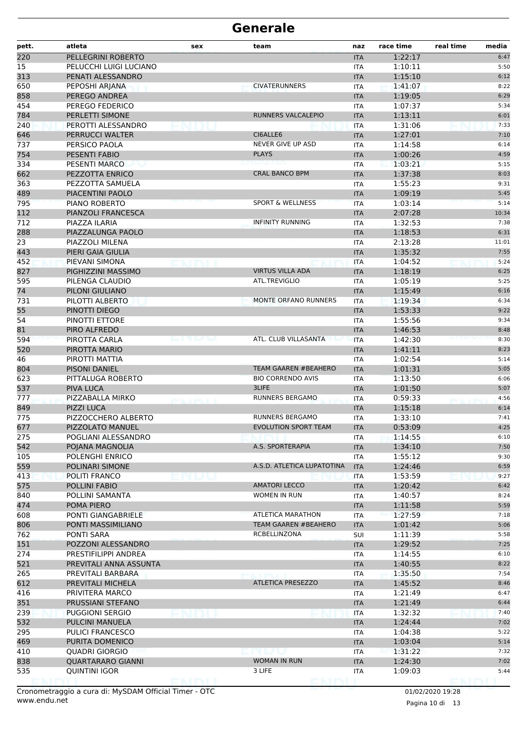# Generale

| pett. | atleta | sex | team | naz | race time | real time | media |
|---|---|---|---|---|---|---|---|
| 220 | PELLEGRINI ROBERTO | | | ITA | 1:22:17 | | 6:47 |
| 15 | PELUCCHI LUIGI LUCIANO | | | ITA | 1:10:11 | | 5:50 |
| 313 | PENATI ALESSANDRO | | | ITA | 1:15:10 | | 6:12 |
| 650 | PEPOSHI ARJANA | | CIVATERUNNERS | ITA | 1:41:07 | | 8:22 |
| 858 | PEREGO ANDREA | | | ITA | 1:19:05 | | 6:29 |
| 454 | PEREGO FEDERICO | | | ITA | 1:07:37 | | 5:34 |
| 784 | PERLETTI SIMONE | | RUNNERS VALCALEPIO | ITA | 1:13:11 | | 6:01 |
| 240 | PEROTTI ALESSANDRO | | | ITA | 1:31:06 | | 7:33 |
| 646 | PERRUCCI WALTER | | CI6ALLE6 | ITA | 1:27:01 | | 7:10 |
| 737 | PERSICO PAOLA | | NEVER GIVE UP ASD | ITA | 1:14:58 | | 6:14 |
| 754 | PESENTI FABIO | | PLAYS | ITA | 1:00:26 | | 4:59 |
| 334 | PESENTI MARCO | | | ITA | 1:03:21 | | 5:15 |
| 662 | PEZZOTTA ENRICO | | CRAL BANCO BPM | ITA | 1:37:38 | | 8:03 |
| 363 | PEZZOTTA SAMUELA | | | ITA | 1:55:23 | | 9:31 |
| 489 | PIACENTINI PAOLO | | | ITA | 1:09:19 | | 5:45 |
| 795 | PIANO ROBERTO | | SPORT & WELLNESS | ITA | 1:03:14 | | 5:14 |
| 112 | PIANZOLI FRANCESCA | | | ITA | 2:07:28 | | 10:34 |
| 712 | PIAZZA ILARIA | | INFINITY RUNNING | ITA | 1:32:53 | | 7:38 |
| 288 | PIAZZALUNGA PAOLO | | | ITA | 1:18:53 | | 6:31 |
| 23 | PIAZZOLI MILENA | | | ITA | 2:13:28 | | 11:01 |
| 443 | PIERI GAIA GIULIA | | | ITA | 1:35:32 | | 7:55 |
| 452 | PIEVANI SIMONA | | | ITA | 1:04:52 | | 5:24 |
| 827 | PIGHIZZINI MASSIMO | | VIRTUS VILLA ADA | ITA | 1:18:19 | | 6:25 |
| 595 | PILENGA CLAUDIO | | ATL.TREVIGLIO | ITA | 1:05:19 | | 5:25 |
| 74 | PILONI GIULIANO | | | ITA | 1:15:49 | | 6:16 |
| 731 | PILOTTI ALBERTO | | MONTE ORFANO RUNNERS | ITA | 1:19:34 | | 6:34 |
| 55 | PINOTTI DIEGO | | | ITA | 1:53:33 | | 9:22 |
| 54 | PINOTTI ETTORE | | | ITA | 1:55:56 | | 9:34 |
| 81 | PIRO ALFREDO | | | ITA | 1:46:53 | | 8:48 |
| 594 | PIROTTA CARLA | | ATL. CLUB VILLASANTA | ITA | 1:42:30 | | 8:30 |
| 520 | PIROTTA MARIO | | | ITA | 1:41:11 | | 8:23 |
| 46 | PIROTTI MATTIA | | | ITA | 1:02:54 | | 5:14 |
| 804 | PISONI DANIEL | | TEAM GAAREN #BEAHERO | ITA | 1:01:31 | | 5:05 |
| 623 | PITTALUGA ROBERTO | | BIO CORRENDO AVIS | ITA | 1:13:50 | | 6:06 |
| 537 | PIVA LUCA | | 3LIFE | ITA | 1:01:50 | | 5:07 |
| 777 | PIZZABALLA MIRKO | | RUNNERS BERGAMO | ITA | 0:59:33 | | 4:56 |
| 849 | PIZZI LUCA | | | ITA | 1:15:18 | | 6:14 |
| 775 | PIZZOCCHERO ALBERTO | | RUNNERS BERGAMO | ITA | 1:33:10 | | 7:41 |
| 677 | PIZZOLATO MANUEL | | EVOLUTION SPORT TEAM | ITA | 0:53:09 | | 4:25 |
| 275 | POGLIANI ALESSANDRO | | | ITA | 1:14:55 | | 6:10 |
| 542 | POJANA MAGNOLIA | | A.S. SPORTERAPIA | ITA | 1:34:10 | | 7:50 |
| 105 | POLENGHI ENRICO | | | ITA | 1:55:12 | | 9:30 |
| 559 | POLINARI SIMONE | | A.S.D. ATLETICA LUPATOTINA | ITA | 1:24:46 | | 6:59 |
| 413 | POLITI FRANCO | | | ITA | 1:53:59 | | 9:27 |
| 575 | POLLINI FABIO | | AMATORI LECCO | ITA | 1:20:42 | | 6:42 |
| 840 | POLLINI SAMANTA | | WOMEN IN RUN | ITA | 1:40:57 | | 8:24 |
| 474 | POMA PIERO | | | ITA | 1:11:58 | | 5:59 |
| 608 | PONTI GIANGABRIELE | | ATLETICA MARATHON | ITA | 1:27:59 | | 7:18 |
| 806 | PONTI MASSIMILIANO | | TEAM GAAREN #BEAHERO | ITA | 1:01:42 | | 5:06 |
| 762 | PONTI SARA | | RCBELLINZONA | SUI | 1:11:39 | | 5:58 |
| 151 | POZZONI ALESSANDRO | | | ITA | 1:29:52 | | 7:25 |
| 274 | PRESTIFILIPPI ANDREA | | | ITA | 1:14:55 | | 6:10 |
| 521 | PREVITALI ANNA ASSUNTA | | | ITA | 1:40:55 | | 8:22 |
| 265 | PREVITALI BARBARA | | | ITA | 1:35:50 | | 7:54 |
| 612 | PREVITALI MICHELA | | ATLETICA PRESEZZO | ITA | 1:45:52 | | 8:46 |
| 416 | PRIVITERA MARCO | | | ITA | 1:21:49 | | 6:47 |
| 351 | PRUSSIANI STEFANO | | | ITA | 1:21:49 | | 6:44 |
| 239 | PUGGIONI SERGIO | | | ITA | 1:32:32 | | 7:40 |
| 532 | PULCINI MANUELA | | | ITA | 1:24:44 | | 7:02 |
| 295 | PULICI FRANCESCO | | | ITA | 1:04:38 | | 5:22 |
| 469 | PURITA DOMENICO | | | ITA | 1:03:04 | | 5:14 |
| 410 | QUADRI GIORGIO | | | ITA | 1:31:22 | | 7:32 |
| 838 | QUARTARARO GIANNI | | WOMAN IN RUN | ITA | 1:24:30 | | 7:02 |
| 535 | QUINTINI IGOR | | 3 LIFE | ITA | 1:09:03 | | 5:44 |

Cronometraggio a cura di: MySDAM Official Timer - OTC
www.endu.net

01/02/2020 19:28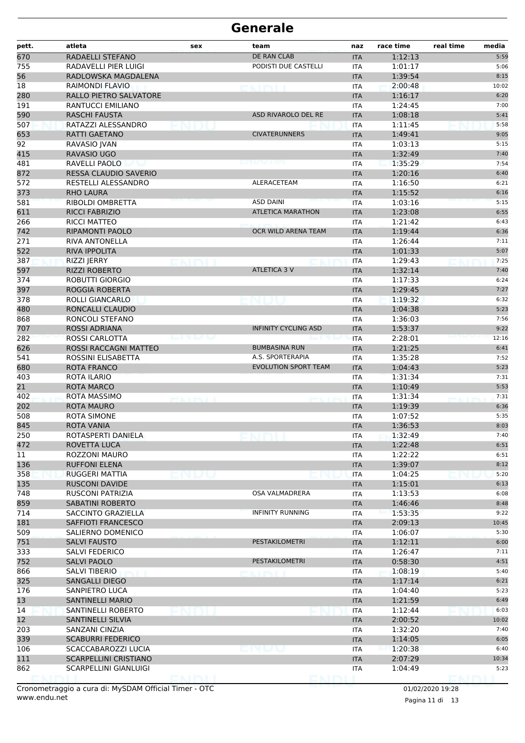# Generale

| pett. | atleta | sex | team | naz | race time | real time | media |
|---|---|---|---|---|---|---|---|
| 670 | RADAELLI STEFANO | | DE RAN CLAB | ITA | 1:12:13 | | 5:59 |
| 755 | RADAVELLI PIER LUIGI | | PODISTI DUE CASTELLI | ITA | 1:01:17 | | 5:06 |
| 56 | RADLOWSKA MAGDALENA | | | ITA | 1:39:54 | | 8:15 |
| 18 | RAIMONDI FLAVIO | | | ITA | 2:00:48 | | 10:02 |
| 280 | RALLO PIETRO SALVATORE | | | ITA | 1:16:17 | | 6:20 |
| 191 | RANTUCCI EMILIANO | | | ITA | 1:24:45 | | 7:00 |
| 590 | RASCHI FAUSTA | | ASD RIVAROLO DEL RE | ITA | 1:08:18 | | 5:41 |
| 507 | RATAZZI ALESSANDRO | | | ITA | 1:11:45 | | 5:58 |
| 653 | RATTI GAETANO | | CIVATERUNNERS | ITA | 1:49:41 | | 9:05 |
| 92 | RAVASIO JVAN | | | ITA | 1:03:13 | | 5:15 |
| 415 | RAVASIO UGO | | | ITA | 1:32:49 | | 7:40 |
| 481 | RAVELLI PAOLO | | | ITA | 1:35:29 | | 7:54 |
| 872 | RESSA CLAUDIO SAVERIO | | | ITA | 1:20:16 | | 6:40 |
| 572 | RESTELLI ALESSANDRO | | ALERACETEAM | ITA | 1:16:50 | | 6:21 |
| 373 | RHO LAURA | | | ITA | 1:15:52 | | 6:16 |
| 581 | RIBOLDI OMBRETTA | | ASD DAINI | ITA | 1:03:16 | | 5:15 |
| 611 | RICCI FABRIZIO | | ATLETICA MARATHON | ITA | 1:23:08 | | 6:55 |
| 266 | RICCI MATTEO | | | ITA | 1:21:42 | | 6:43 |
| 742 | RIPAMONTI PAOLO | | OCR WILD ARENA TEAM | ITA | 1:19:44 | | 6:36 |
| 271 | RIVA ANTONELLA | | | ITA | 1:26:44 | | 7:11 |
| 522 | RIVA IPPOLITA | | | ITA | 1:01:33 | | 5:07 |
| 387 | RIZZI JERRY | | | ITA | 1:29:43 | | 7:25 |
| 597 | RIZZI ROBERTO | | ATLETICA 3 V | ITA | 1:32:14 | | 7:40 |
| 374 | ROBUTTI GIORGIO | | | ITA | 1:17:33 | | 6:24 |
| 397 | ROGGIA ROBERTA | | | ITA | 1:29:45 | | 7:27 |
| 378 | ROLLI GIANCARLO | | | ITA | 1:19:32 | | 6:32 |
| 480 | RONCALLI CLAUDIO | | | ITA | 1:04:38 | | 5:23 |
| 868 | RONCOLI STEFANO | | | ITA | 1:36:03 | | 7:56 |
| 707 | ROSSI ADRIANA | | INFINITY CYCLING ASD | ITA | 1:53:37 | | 9:22 |
| 282 | ROSSI CARLOTTA | | | ITA | 2:28:01 | | 12:16 |
| 626 | ROSSI RACCAGNI MATTEO | | BUMBASINA RUN | ITA | 1:21:25 | | 6:41 |
| 541 | ROSSINI ELISABETTA | | A.S. SPORTERAPIA | ITA | 1:35:28 | | 7:52 |
| 680 | ROTA FRANCO | | EVOLUTION SPORT TEAM | ITA | 1:04:43 | | 5:23 |
| 403 | ROTA ILARIO | | | ITA | 1:31:34 | | 7:31 |
| 21 | ROTA MARCO | | | ITA | 1:10:49 | | 5:53 |
| 402 | ROTA MASSIMO | | | ITA | 1:31:34 | | 7:31 |
| 202 | ROTA MAURO | | | ITA | 1:19:39 | | 6:36 |
| 508 | ROTA SIMONE | | | ITA | 1:07:52 | | 5:35 |
| 845 | ROTA VANIA | | | ITA | 1:36:53 | | 8:03 |
| 250 | ROTASPERTI DANIELA | | | ITA | 1:32:49 | | 7:40 |
| 472 | ROVETTA LUCA | | | ITA | 1:22:48 | | 6:51 |
| 11 | ROZZONI MAURO | | | ITA | 1:22:22 | | 6:51 |
| 136 | RUFFONI ELENA | | | ITA | 1:39:07 | | 8:12 |
| 358 | RUGGERI MATTIA | | | ITA | 1:04:25 | | 5:20 |
| 135 | RUSCONI DAVIDE | | | ITA | 1:15:01 | | 6:13 |
| 748 | RUSCONI PATRIZIA | | OSA VALMADRERA | ITA | 1:13:53 | | 6:08 |
| 859 | SABATINI ROBERTO | | | ITA | 1:46:46 | | 8:48 |
| 714 | SACCINTO GRAZIELLA | | INFINITY RUNNING | ITA | 1:53:35 | | 9:22 |
| 181 | SAFFIOTI FRANCESCO | | | ITA | 2:09:13 | | 10:45 |
| 509 | SALIERNO DOMENICO | | | ITA | 1:06:07 | | 5:30 |
| 751 | SALVI FAUSTO | | PESTAKILOMETRI | ITA | 1:12:11 | | 6:00 |
| 333 | SALVI FEDERICO | | | ITA | 1:26:47 | | 7:11 |
| 752 | SALVI PAOLO | | PESTAKILOMETRI | ITA | 0:58:30 | | 4:51 |
| 866 | SALVI TIBERIO | | | ITA | 1:08:19 | | 5:40 |
| 325 | SANGALLI DIEGO | | | ITA | 1:17:14 | | 6:21 |
| 176 | SANPIETRO LUCA | | | ITA | 1:04:40 | | 5:23 |
| 13 | SANTINELLI MARIO | | | ITA | 1:21:59 | | 6:49 |
| 14 | SANTINELLI ROBERTO | | | ITA | 1:12:44 | | 6:03 |
| 12 | SANTINELLI SILVIA | | | ITA | 2:00:52 | | 10:02 |
| 203 | SANZANI CINZIA | | | ITA | 1:32:20 | | 7:40 |
| 339 | SCABURRI FEDERICO | | | ITA | 1:14:05 | | 6:05 |
| 106 | SCACCABAROZZI LUCIA | | | ITA | 1:20:38 | | 6:40 |
| 111 | SCARPELLINI CRISTIANO | | | ITA | 2:07:29 | | 10:34 |
| 862 | SCARPELLINI GIANLUIGI | | | ITA | 1:04:49 | | 5:23 |

Cronometraggio a cura di: MySDAM Official Timer - OTC
www.endu.net

01/02/2020 19:28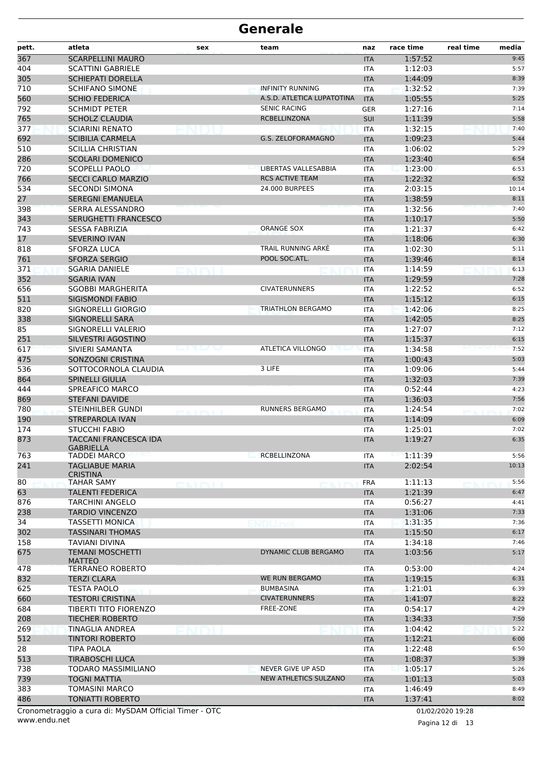# Generale

| pett. | atleta | sex | team | naz | race time | real time | media |
|---|---|---|---|---|---|---|---|
| 367 | SCARPELLINI MAURO | | | ITA | 1:57:52 | | 9:45 |
| 404 | SCATTINI GABRIELE | | | ITA | 1:12:03 | | 5:57 |
| 305 | SCHIEPATI DORELLA | | | ITA | 1:44:09 | | 8:39 |
| 710 | SCHIFANO SIMONE | | INFINITY RUNNING | ITA | 1:32:52 | | 7:39 |
| 560 | SCHIO FEDERICA | | A.S.D. ATLETICA LUPATOTINA | ITA | 1:05:55 | | 5:25 |
| 792 | SCHMIDT PETER | | SENIC RACING | GER | 1:27:16 | | 7:14 |
| 765 | SCHOLZ CLAUDIA | | RCBELLINZONA | SUI | 1:11:39 | | 5:58 |
| 377 | SCIARINI RENATO | | | ITA | 1:32:15 | | 7:40 |
| 692 | SCIBILIA CARMELA | | G.S. ZELOFORAMAGNO | ITA | 1:09:23 | | 5:44 |
| 510 | SCILLIA CHRISTIAN | | | ITA | 1:06:02 | | 5:29 |
| 286 | SCOLARI DOMENICO | | | ITA | 1:23:40 | | 6:54 |
| 720 | SCOPELLI PAOLO | | LIBERTAS VALLESABBIA | ITA | 1:23:00 | | 6:53 |
| 766 | SECCI CARLO MARZIO | | RCS ACTIVE TEAM | ITA | 1:22:32 | | 6:52 |
| 534 | SECONDI SIMONA | | 24.000 BURPEES | ITA | 2:03:15 | | 10:14 |
| 27 | SEREGNI EMANUELA | | | ITA | 1:38:59 | | 8:11 |
| 398 | SERRA ALESSANDRO | | | ITA | 1:32:56 | | 7:40 |
| 343 | SERUGHETTI FRANCESCO | | | ITA | 1:10:17 | | 5:50 |
| 743 | SESSA FABRIZIA | | ORANGE SOX | ITA | 1:21:37 | | 6:42 |
| 17 | SEVERINO IVAN | | | ITA | 1:18:06 | | 6:30 |
| 818 | SFORZA LUCA | | TRAIL RUNNING ARKÉ | ITA | 1:02:30 | | 5:11 |
| 761 | SFORZA SERGIO | | POOL SOC.ATL. | ITA | 1:39:46 | | 8:14 |
| 371 | SGARIA DANIELE | | | ITA | 1:14:59 | | 6:13 |
| 352 | SGARIA IVAN | | | ITA | 1:29:59 | | 7:28 |
| 656 | SGOBBI MARGHERITA | | CIVATERUNNERS | ITA | 1:22:52 | | 6:52 |
| 511 | SIGISMONDI FABIO | | | ITA | 1:15:12 | | 6:15 |
| 820 | SIGNORELLI GIORGIO | | TRIATHLON BERGAMO | ITA | 1:42:06 | | 8:25 |
| 338 | SIGNORELLI SARA | | | ITA | 1:42:05 | | 8:25 |
| 85 | SIGNORELLI VALERIO | | | ITA | 1:27:07 | | 7:12 |
| 251 | SILVESTRI AGOSTINO | | | ITA | 1:15:37 | | 6:15 |
| 617 | SIVIERI SAMANTA | | ATLETICA VILLONGO | ITA | 1:34:58 | | 7:52 |
| 475 | SONZOGNI CRISTINA | | | ITA | 1:00:43 | | 5:03 |
| 536 | SOTTOCORNOLA CLAUDIA | | 3 LIFE | ITA | 1:09:06 | | 5:44 |
| 864 | SPINELLI GIULIA | | | ITA | 1:32:03 | | 7:39 |
| 444 | SPREAFICO MARCO | | | ITA | 0:52:44 | | 4:23 |
| 869 | STEFANI DAVIDE | | | ITA | 1:36:03 | | 7:56 |
| 780 | STEINHILBER GUNDI | | RUNNERS BERGAMO | ITA | 1:24:54 | | 7:02 |
| 190 | STREPAROLA IVAN | | | ITA | 1:14:09 | | 6:09 |
| 174 | STUCCHI FABIO | | | ITA | 1:25:01 | | 7:02 |
| 873 | TACCANI FRANCESCA IDA GABRIELLA | | | ITA | 1:19:27 | | 6:35 |
| 763 | TADDEI MARCO | | RCBELLINZONA | ITA | 1:11:39 | | 5:56 |
| 241 | TAGLIABUE MARIA CRISTINA | | | ITA | 2:02:54 | | 10:13 |
| 80 | TAHAR SAMY | | | FRA | 1:11:13 | | 5:56 |
| 63 | TALENTI FEDERICA | | | ITA | 1:21:39 | | 6:47 |
| 876 | TARCHINI ANGELO | | | ITA | 0:56:27 | | 4:41 |
| 238 | TARDIO VINCENZO | | | ITA | 1:31:06 | | 7:33 |
| 34 | TASSETTI MONICA | | | ITA | 1:31:35 | | 7:36 |
| 302 | TASSINARI THOMAS | | | ITA | 1:15:50 | | 6:17 |
| 158 | TAVIANI DIVINA | | | ITA | 1:34:18 | | 7:46 |
| 675 | TEMANI MOSCHETTI MATTEO | | DYNAMIC CLUB BERGAMO | ITA | 1:03:56 | | 5:17 |
| 478 | TERRANEO ROBERTO | | | ITA | 0:53:00 | | 4:24 |
| 832 | TERZI CLARA | | WE RUN BERGAMO | ITA | 1:19:15 | | 6:31 |
| 625 | TESTA PAOLO | | BUMBASINA | ITA | 1:21:01 | | 6:39 |
| 660 | TESTORI CRISTINA | | CIVATERUNNERS | ITA | 1:41:07 | | 8:22 |
| 684 | TIBERTI TITO FIORENZO | | FREE-ZONE | ITA | 0:54:17 | | 4:29 |
| 208 | TIECHER ROBERTO | | | ITA | 1:34:33 | | 7:50 |
| 269 | TINAGLIA ANDREA | | | ITA | 1:04:42 | | 5:22 |
| 512 | TINTORI ROBERTO | | | ITA | 1:12:21 | | 6:00 |
| 28 | TIPA PAOLA | | | ITA | 1:22:48 | | 6:50 |
| 513 | TIRABOSCHI LUCA | | | ITA | 1:08:37 | | 5:39 |
| 738 | TODARO MASSIMILIANO | | NEVER GIVE UP ASD | ITA | 1:05:17 | | 5:26 |
| 739 | TOGNI MATTIA | | NEW ATHLETICS SULZANO | ITA | 1:01:13 | | 5:03 |
| 383 | TOMASINI MARCO | | | ITA | 1:46:49 | | 8:49 |
| 486 | TONIATTI ROBERTO | | | ITA | 1:37:41 | | 8:02 |

Cronometraggio a cura di: MySDAM Official Timer - OTC
www.endu.net

01/02/2020 19:28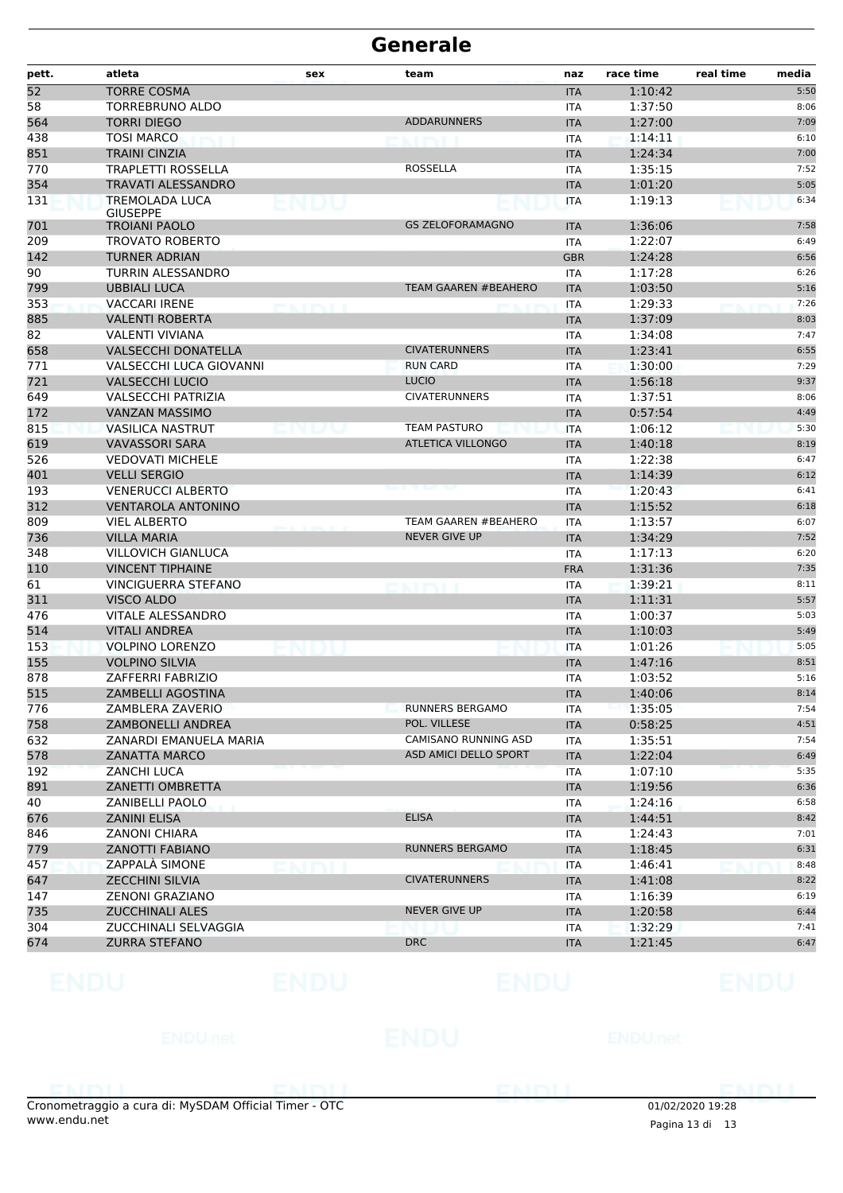# Generale

| pett. | atleta | sex | team | naz | race time | real time | media |
|---|---|---|---|---|---|---|---|
| 52 | TORRE COSMA | | | ITA | 1:10:42 | | 5:50 |
| 58 | TORREBRUNO ALDO | | | ITA | 1:37:50 | | 8:06 |
| 564 | TORRI DIEGO | | ADDARUNNERS | ITA | 1:27:00 | | 7:09 |
| 438 | TOSI MARCO | | | ITA | 1:14:11 | | 6:10 |
| 851 | TRAINI CINZIA | | | ITA | 1:24:34 | | 7:00 |
| 770 | TRAPLETTI ROSSELLA | | ROSSELLA | ITA | 1:35:15 | | 7:52 |
| 354 | TRAVATI ALESSANDRO | | | ITA | 1:01:20 | | 5:05 |
| 131 | TREMOLADA LUCA GIUSEPPE | | | ITA | 1:19:13 | | 6:34 |
| 701 | TROIANI PAOLO | | GS ZELOFORAMAGNO | ITA | 1:36:06 | | 7:58 |
| 209 | TROVATO ROBERTO | | | ITA | 1:22:07 | | 6:49 |
| 142 | TURNER ADRIAN | | | GBR | 1:24:28 | | 6:56 |
| 90 | TURRIN ALESSANDRO | | | ITA | 1:17:28 | | 6:26 |
| 799 | UBBIALI LUCA | | TEAM GAAREN #BEAHERO | ITA | 1:03:50 | | 5:16 |
| 353 | VACCARI IRENE | | | ITA | 1:29:33 | | 7:26 |
| 885 | VALENTI ROBERTA | | | ITA | 1:37:09 | | 8:03 |
| 82 | VALENTI VIVIANA | | | ITA | 1:34:08 | | 7:47 |
| 658 | VALSECCHI DONATELLA | | CIVATERUNNERS | ITA | 1:23:41 | | 6:55 |
| 771 | VALSECCHI LUCA GIOVANNI | | RUN CARD | ITA | 1:30:00 | | 7:29 |
| 721 | VALSECCHI LUCIO | | LUCIO | ITA | 1:56:18 | | 9:37 |
| 649 | VALSECCHI PATRIZIA | | CIVATERUNNERS | ITA | 1:37:51 | | 8:06 |
| 172 | VANZAN MASSIMO | | | ITA | 0:57:54 | | 4:49 |
| 815 | VASILICA NASTRUT | | TEAM PASTURO | ITA | 1:06:12 | | 5:30 |
| 619 | VAVASSORI SARA | | ATLETICA VILLONGO | ITA | 1:40:18 | | 8:19 |
| 526 | VEDOVATI MICHELE | | | ITA | 1:22:38 | | 6:47 |
| 401 | VELLI SERGIO | | | ITA | 1:14:39 | | 6:12 |
| 193 | VENERUCCI ALBERTO | | | ITA | 1:20:43 | | 6:41 |
| 312 | VENTAROLA ANTONINO | | | ITA | 1:15:52 | | 6:18 |
| 809 | VIEL ALBERTO | | TEAM GAAREN #BEAHERO | ITA | 1:13:57 | | 6:07 |
| 736 | VILLA MARIA | | NEVER GIVE UP | ITA | 1:34:29 | | 7:52 |
| 348 | VILLOVICH GIANLUCA | | | ITA | 1:17:13 | | 6:20 |
| 110 | VINCENT TIPHAINE | | | FRA | 1:31:36 | | 7:35 |
| 61 | VINCIGUERRA STEFANO | | | ITA | 1:39:21 | | 8:11 |
| 311 | VISCO ALDO | | | ITA | 1:11:31 | | 5:57 |
| 476 | VITALE ALESSANDRO | | | ITA | 1:00:37 | | 5:03 |
| 514 | VITALI ANDREA | | | ITA | 1:10:03 | | 5:49 |
| 153 | VOLPINO LORENZO | | | ITA | 1:01:26 | | 5:05 |
| 155 | VOLPINO SILVIA | | | ITA | 1:47:16 | | 8:51 |
| 878 | ZAFFERRI FABRIZIO | | | ITA | 1:03:52 | | 5:16 |
| 515 | ZAMBELLI AGOSTINA | | | ITA | 1:40:06 | | 8:14 |
| 776 | ZAMBLERA ZAVERIO | | RUNNERS BERGAMO | ITA | 1:35:05 | | 7:54 |
| 758 | ZAMBONELLI ANDREA | | POL. VILLESE | ITA | 0:58:25 | | 4:51 |
| 632 | ZANARDI EMANUELA MARIA | | CAMISANO RUNNING ASD | ITA | 1:35:51 | | 7:54 |
| 578 | ZANATTA MARCO | | ASD AMICI DELLO SPORT | ITA | 1:22:04 | | 6:49 |
| 192 | ZANCHI LUCA | | | ITA | 1:07:10 | | 5:35 |
| 891 | ZANETTI OMBRETTA | | | ITA | 1:19:56 | | 6:36 |
| 40 | ZANIBELLI PAOLO | | | ITA | 1:24:16 | | 6:58 |
| 676 | ZANINI ELISA | | ELISA | ITA | 1:44:51 | | 8:42 |
| 846 | ZANONI CHIARA | | | ITA | 1:24:43 | | 7:01 |
| 779 | ZANOTTI FABIANO | | RUNNERS BERGAMO | ITA | 1:18:45 | | 6:31 |
| 457 | ZAPPALÀ SIMONE | | | ITA | 1:46:41 | | 8:48 |
| 647 | ZECCHINI SILVIA | | CIVATERUNNERS | ITA | 1:41:08 | | 8:22 |
| 147 | ZENONI GRAZIANO | | | ITA | 1:16:39 | | 6:19 |
| 735 | ZUCCHINALI ALES | | NEVER GIVE UP | ITA | 1:20:58 | | 6:44 |
| 304 | ZUCCHINALI SELVAGGIA | | | ITA | 1:32:29 | | 7:41 |
| 674 | ZURRA STEFANO | | DRC | ITA | 1:21:45 | | 6:47 |

Cronometraggio a cura di: MySDAM Official Timer - OTC
www.endu.net

01/02/2020 19:28